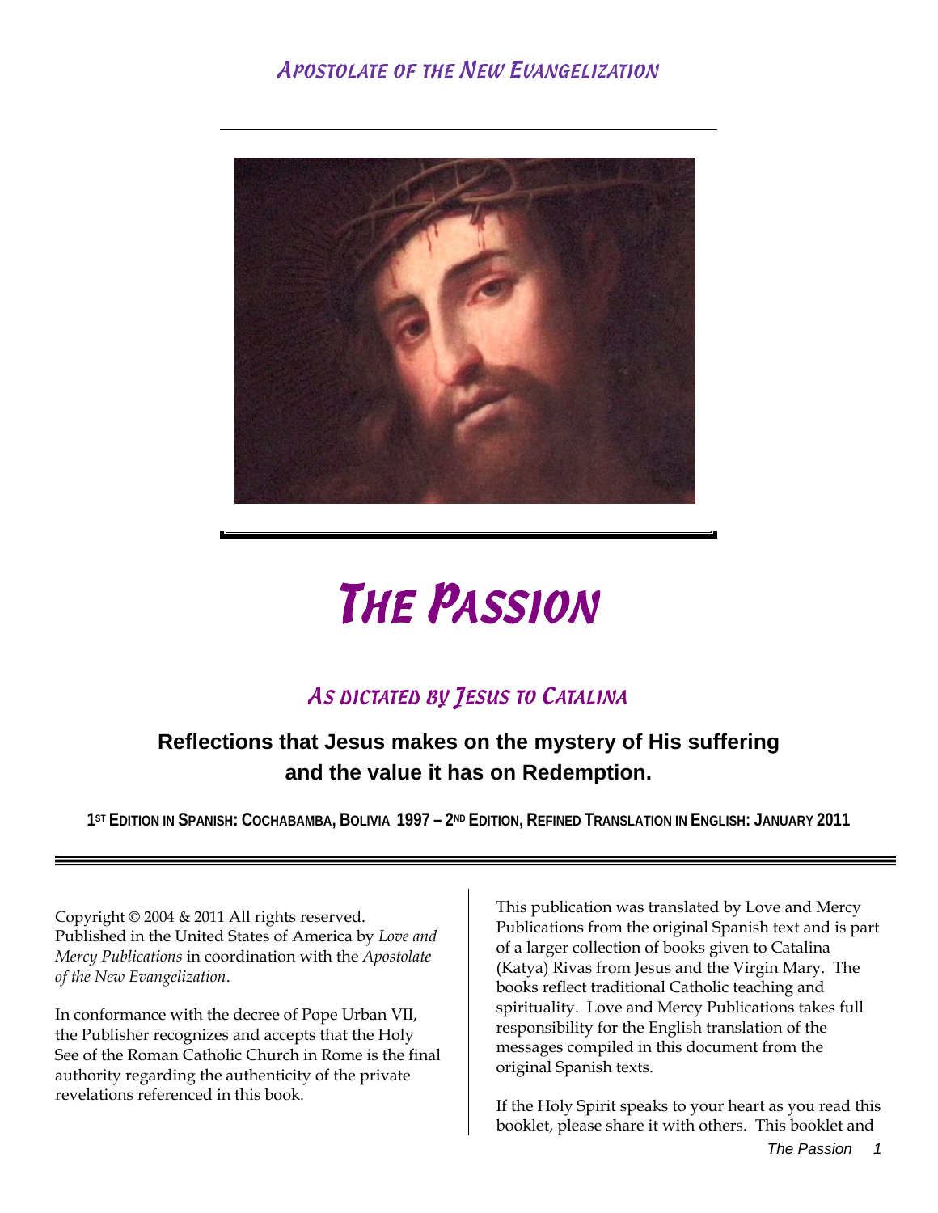# Apostolate of the New Evangelization

# The Passion

## As dictated by Jesus to Catalina

**Reflections that Jesus makes on the mystery of His suffering and the value it has on Redemption.**

**1ST EDITION IN SPANISH: COCHABAMBA, BOLIVIA 1997 – 2ND EDITION, REFINED TRANSLATION IN ENGLISH: JANUARY 2011**

Copyright © 2004 & 2011 All rights reserved. Published in the United States of America by *Love and Mercy Publications* in coordination with the *Apostolate of the New Evangelization*.

In conformance with the decree of Pope Urban VII, the Publisher recognizes and accepts that the Holy See of the Roman Catholic Church in Rome is the final authority regarding the authenticity of the private revelations referenced in this book.

This publication was translated by Love and Mercy Publications from the original Spanish text and is part of a larger collection of books given to Catalina (Katya) Rivas from Jesus and the Virgin Mary. The books reflect traditional Catholic teaching and spirituality. Love and Mercy Publications takes full responsibility for the English translation of the messages compiled in this document from the original Spanish texts.

If the Holy Spirit speaks to your heart as you read this booklet, please share it with others. This booklet and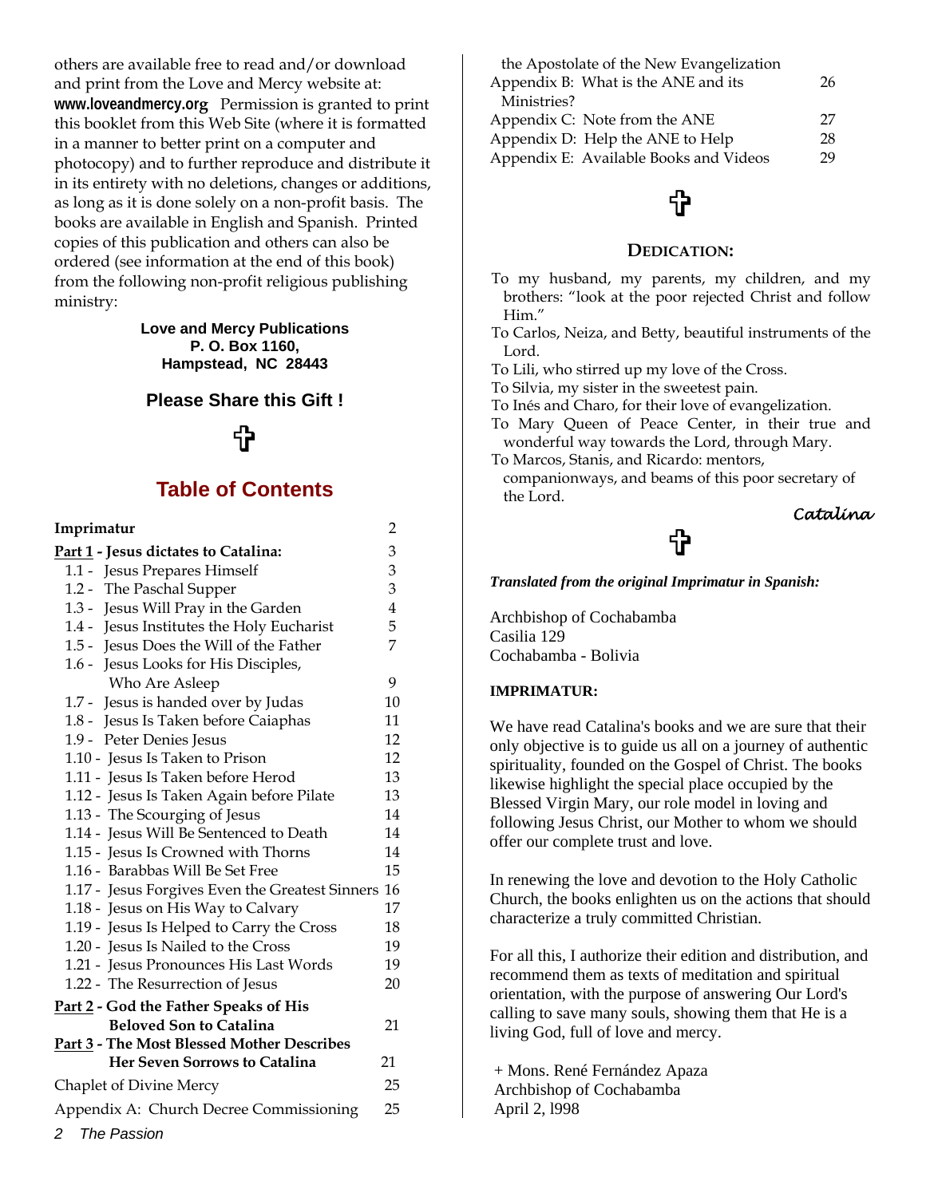others are available free to read and/or download and print from the Love and Mercy website at: **www.loveandmercy.org** Permission is granted to print this booklet from this Web Site (where it is formatted in a manner to better print on a computer and photocopy) and to further reproduce and distribute it in its entirety with no deletions, changes or additions, as long as it is done solely on a non-profit basis. The books are available in English and Spanish. Printed copies of this publication and others can also be ordered (see information at the end of this book) from the following non-profit religious publishing ministry:

**Love and Mercy Publications**
**P. O. Box 1160,**
**Hampstead, NC 28443**

### Please Share this Gift !

✞

## Table of Contents

| | |
|---|---|
| **Imprimatur** | 2 |
| **Part 1 - Jesus dictates to Catalina:** | 3 |
| 1.1 - Jesus Prepares Himself | 3 |
| 1.2 - The Paschal Supper | 3 |
| 1.3 - Jesus Will Pray in the Garden | 4 |
| 1.4 - Jesus Institutes the Holy Eucharist | 5 |
| 1.5 - Jesus Does the Will of the Father | 7 |
| 1.6 - Jesus Looks for His Disciples, Who Are Asleep | 9 |
| 1.7 - Jesus is handed over by Judas | 10 |
| 1.8 - Jesus Is Taken before Caiaphas | 11 |
| 1.9 - Peter Denies Jesus | 12 |
| 1.10 - Jesus Is Taken to Prison | 12 |
| 1.11 - Jesus Is Taken before Herod | 13 |
| 1.12 - Jesus Is Taken Again before Pilate | 13 |
| 1.13 - The Scourging of Jesus | 14 |
| 1.14 - Jesus Will Be Sentenced to Death | 14 |
| 1.15 - Jesus Is Crowned with Thorns | 14 |
| 1.16 - Barabbas Will Be Set Free | 15 |
| 1.17 - Jesus Forgives Even the Greatest Sinners | 16 |
| 1.18 - Jesus on His Way to Calvary | 17 |
| 1.19 - Jesus Is Helped to Carry the Cross | 18 |
| 1.20 - Jesus Is Nailed to the Cross | 19 |
| 1.21 - Jesus Pronounces His Last Words | 19 |
| 1.22 - The Resurrection of Jesus | 20 |
| **Part 2 - God the Father Speaks of His Beloved Son to Catalina** | 21 |
| **Part 3 - The Most Blessed Mother Describes Her Seven Sorrows to Catalina** | 21 |
| Chaplet of Divine Mercy | 25 |
| Appendix A: Church Decree Commissioning the Apostolate of the New Evangelization | 25 |
| Appendix B: What is the ANE and its Ministries? | 26 |
| Appendix C: Note from the ANE | 27 |
| Appendix D: Help the ANE to Help | 28 |
| Appendix E: Available Books and Videos | 29 |

✞

### Dedication:

To my husband, my parents, my children, and my brothers: "look at the poor rejected Christ and follow Him."
To Carlos, Neiza, and Betty, beautiful instruments of the Lord.
To Lili, who stirred up my love of the Cross.
To Silvia, my sister in the sweetest pain.
To Inés and Charo, for their love of evangelization.
To Mary Queen of Peace Center, in their true and wonderful way towards the Lord, through Mary.
To Marcos, Stanis, and Ricardo: mentors, companionways, and beams of this poor secretary of the Lord.

*Catalina*

✞

***Translated from the original Imprimatur in Spanish:***

Archbishop of Cochabamba
Casilia 129
Cochabamba - Bolivia

**IMPRIMATUR:**

We have read Catalina's books and we are sure that their only objective is to guide us all on a journey of authentic spirituality, founded on the Gospel of Christ. The books likewise highlight the special place occupied by the Blessed Virgin Mary, our role model in loving and following Jesus Christ, our Mother to whom we should offer our complete trust and love.

In renewing the love and devotion to the Holy Catholic Church, the books enlighten us on the actions that should characterize a truly committed Christian.

For all this, I authorize their edition and distribution, and recommend them as texts of meditation and spiritual orientation, with the purpose of answering Our Lord's calling to save many souls, showing them that He is a living God, full of love and mercy.

+ Mons. René Fernández Apaza
Archbishop of Cochabamba
April 2, l998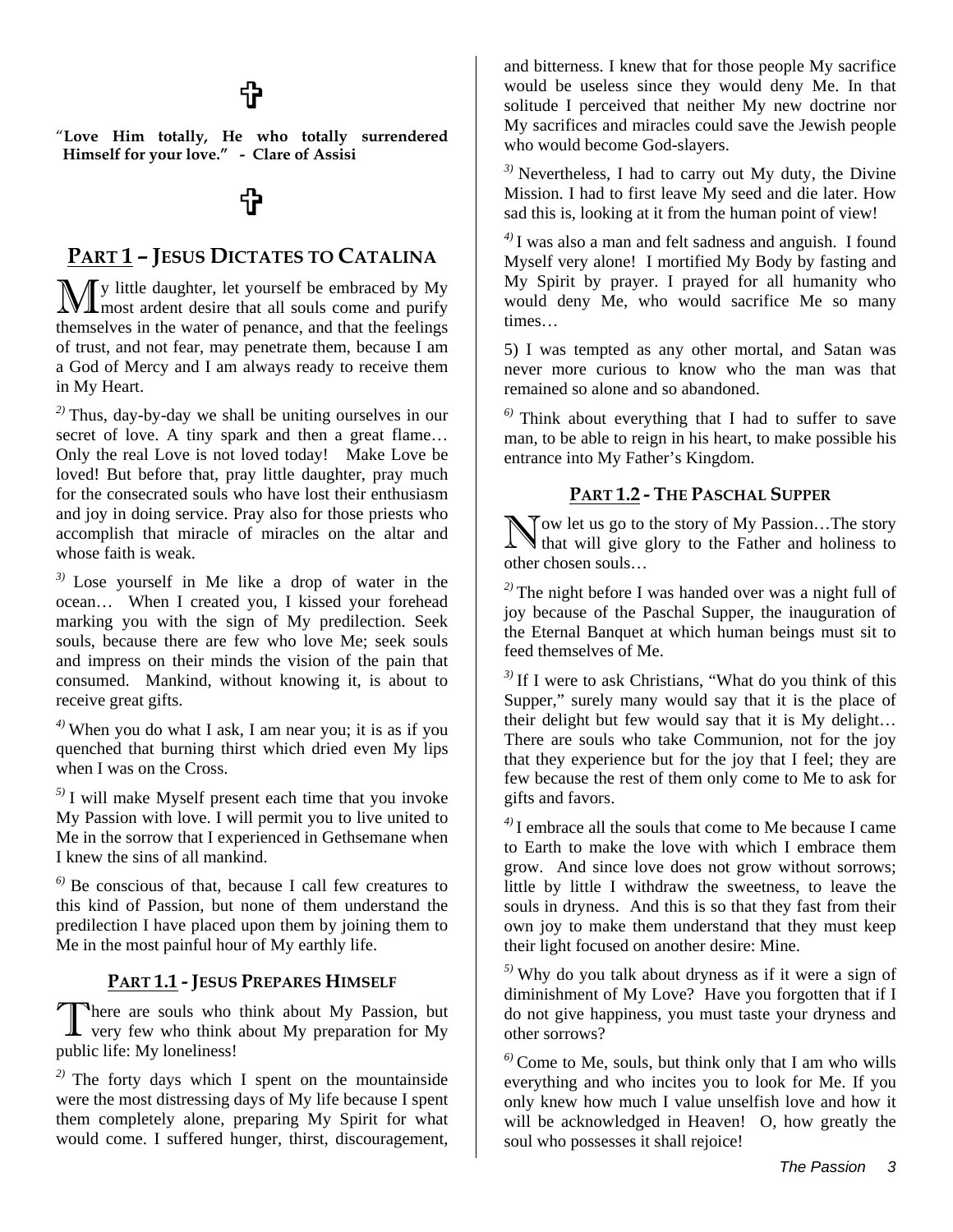✞

"**Love Him totally, He who totally surrendered Himself for your love." - Clare of Assisi**

✞

## PART 1 – JESUS DICTATES TO CATALINA

My little daughter, let yourself be embraced by My most ardent desire that all souls come and purify themselves in the water of penance, and that the feelings of trust, and not fear, may penetrate them, because I am a God of Mercy and I am always ready to receive them in My Heart.

2) Thus, day-by-day we shall be uniting ourselves in our secret of love. A tiny spark and then a great flame… Only the real Love is not loved today! Make Love be loved! But before that, pray little daughter, pray much for the consecrated souls who have lost their enthusiasm and joy in doing service. Pray also for those priests who accomplish that miracle of miracles on the altar and whose faith is weak.

3) Lose yourself in Me like a drop of water in the ocean… When I created you, I kissed your forehead marking you with the sign of My predilection. Seek souls, because there are few who love Me; seek souls and impress on their minds the vision of the pain that consumed. Mankind, without knowing it, is about to receive great gifts.

4) When you do what I ask, I am near you; it is as if you quenched that burning thirst which dried even My lips when I was on the Cross.

5) I will make Myself present each time that you invoke My Passion with love. I will permit you to live united to Me in the sorrow that I experienced in Gethsemane when I knew the sins of all mankind.

6) Be conscious of that, because I call few creatures to this kind of Passion, but none of them understand the predilection I have placed upon them by joining them to Me in the most painful hour of My earthly life.

### PART 1.1 - JESUS PREPARES HIMSELF

There are souls who think about My Passion, but very few who think about My preparation for My public life: My loneliness!

2) The forty days which I spent on the mountainside were the most distressing days of My life because I spent them completely alone, preparing My Spirit for what would come. I suffered hunger, thirst, discouragement, and bitterness. I knew that for those people My sacrifice would be useless since they would deny Me. In that solitude I perceived that neither My new doctrine nor My sacrifices and miracles could save the Jewish people who would become God-slayers.

3) Nevertheless, I had to carry out My duty, the Divine Mission. I had to first leave My seed and die later. How sad this is, looking at it from the human point of view!

4) I was also a man and felt sadness and anguish. I found Myself very alone! I mortified My Body by fasting and My Spirit by prayer. I prayed for all humanity who would deny Me, who would sacrifice Me so many times…

5) I was tempted as any other mortal, and Satan was never more curious to know who the man was that remained so alone and so abandoned.

6) Think about everything that I had to suffer to save man, to be able to reign in his heart, to make possible his entrance into My Father's Kingdom.

### PART 1.2 - THE PASCHAL SUPPER

Now let us go to the story of My Passion…The story that will give glory to the Father and holiness to other chosen souls…

2) The night before I was handed over was a night full of joy because of the Paschal Supper, the inauguration of the Eternal Banquet at which human beings must sit to feed themselves of Me.

3) If I were to ask Christians, "What do you think of this Supper," surely many would say that it is the place of their delight but few would say that it is My delight… There are souls who take Communion, not for the joy that they experience but for the joy that I feel; they are few because the rest of them only come to Me to ask for gifts and favors.

4) I embrace all the souls that come to Me because I came to Earth to make the love with which I embrace them grow. And since love does not grow without sorrows; little by little I withdraw the sweetness, to leave the souls in dryness. And this is so that they fast from their own joy to make them understand that they must keep their light focused on another desire: Mine.

5) Why do you talk about dryness as if it were a sign of diminishment of My Love? Have you forgotten that if I do not give happiness, you must taste your dryness and other sorrows?

6) Come to Me, souls, but think only that I am who wills everything and who incites you to look for Me. If you only knew how much I value unselfish love and how it will be acknowledged in Heaven! O, how greatly the soul who possesses it shall rejoice!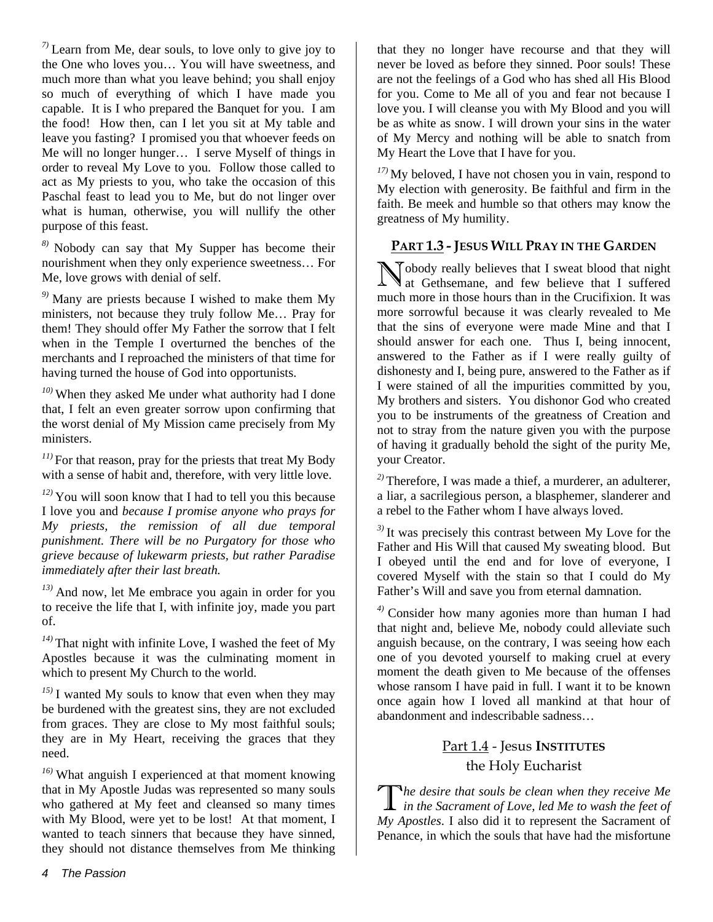7) Learn from Me, dear souls, to love only to give joy to the One who loves you… You will have sweetness, and much more than what you leave behind; you shall enjoy so much of everything of which I have made you capable. It is I who prepared the Banquet for you. I am the food! How then, can I let you sit at My table and leave you fasting? I promised you that whoever feeds on Me will no longer hunger… I serve Myself of things in order to reveal My Love to you. Follow those called to act as My priests to you, who take the occasion of this Paschal feast to lead you to Me, but do not linger over what is human, otherwise, you will nullify the other purpose of this feast.

8) Nobody can say that My Supper has become their nourishment when they only experience sweetness… For Me, love grows with denial of self.

9) Many are priests because I wished to make them My ministers, not because they truly follow Me… Pray for them! They should offer My Father the sorrow that I felt when in the Temple I overturned the benches of the merchants and I reproached the ministers of that time for having turned the house of God into opportunists.

10) When they asked Me under what authority had I done that, I felt an even greater sorrow upon confirming that the worst denial of My Mission came precisely from My ministers.

11) For that reason, pray for the priests that treat My Body with a sense of habit and, therefore, with very little love.

12) You will soon know that I had to tell you this because I love you and *because I promise anyone who prays for My priests, the remission of all due temporal punishment. There will be no Purgatory for those who grieve because of lukewarm priests, but rather Paradise immediately after their last breath.*

13) And now, let Me embrace you again in order for you to receive the life that I, with infinite joy, made you part of.

14) That night with infinite Love, I washed the feet of My Apostles because it was the culminating moment in which to present My Church to the world.

15) I wanted My souls to know that even when they may be burdened with the greatest sins, they are not excluded from graces. They are close to My most faithful souls; they are in My Heart, receiving the graces that they need.

16) What anguish I experienced at that moment knowing that in My Apostle Judas was represented so many souls who gathered at My feet and cleansed so many times with My Blood, were yet to be lost! At that moment, I wanted to teach sinners that because they have sinned, they should not distance themselves from Me thinking that they no longer have recourse and that they will never be loved as before they sinned. Poor souls! These are not the feelings of a God who has shed all His Blood for you. Come to Me all of you and fear not because I love you. I will cleanse you with My Blood and you will be as white as snow. I will drown your sins in the water of My Mercy and nothing will be able to snatch from My Heart the Love that I have for you.

17) My beloved, I have not chosen you in vain, respond to My election with generosity. Be faithful and firm in the faith. Be meek and humble so that others may know the greatness of My humility.

## PART 1.3 - JESUS WILL PRAY IN THE GARDEN

Nobody really believes that I sweat blood that night at Gethsemane, and few believe that I suffered much more in those hours than in the Crucifixion. It was more sorrowful because it was clearly revealed to Me that the sins of everyone were made Mine and that I should answer for each one. Thus I, being innocent, answered to the Father as if I were really guilty of dishonesty and I, being pure, answered to the Father as if I were stained of all the impurities committed by you, My brothers and sisters. You dishonor God who created you to be instruments of the greatness of Creation and not to stray from the nature given you with the purpose of having it gradually behold the sight of the purity Me, your Creator.

2) Therefore, I was made a thief, a murderer, an adulterer, a liar, a sacrilegious person, a blasphemer, slanderer and a rebel to the Father whom I have always loved.

3) It was precisely this contrast between My Love for the Father and His Will that caused My sweating blood. But I obeyed until the end and for love of everyone, I covered Myself with the stain so that I could do My Father's Will and save you from eternal damnation.

4) Consider how many agonies more than human I had that night and, believe Me, nobody could alleviate such anguish because, on the contrary, I was seeing how each one of you devoted yourself to making cruel at every moment the death given to Me because of the offenses whose ransom I have paid in full. I want it to be known once again how I loved all mankind at that hour of abandonment and indescribable sadness…

## Part 1.4 - Jesus INSTITUTES the Holy Eucharist

*The desire that souls be clean when they receive Me in the Sacrament of Love, led Me to wash the feet of My Apostles*. I also did it to represent the Sacrament of Penance, in which the souls that have had the misfortune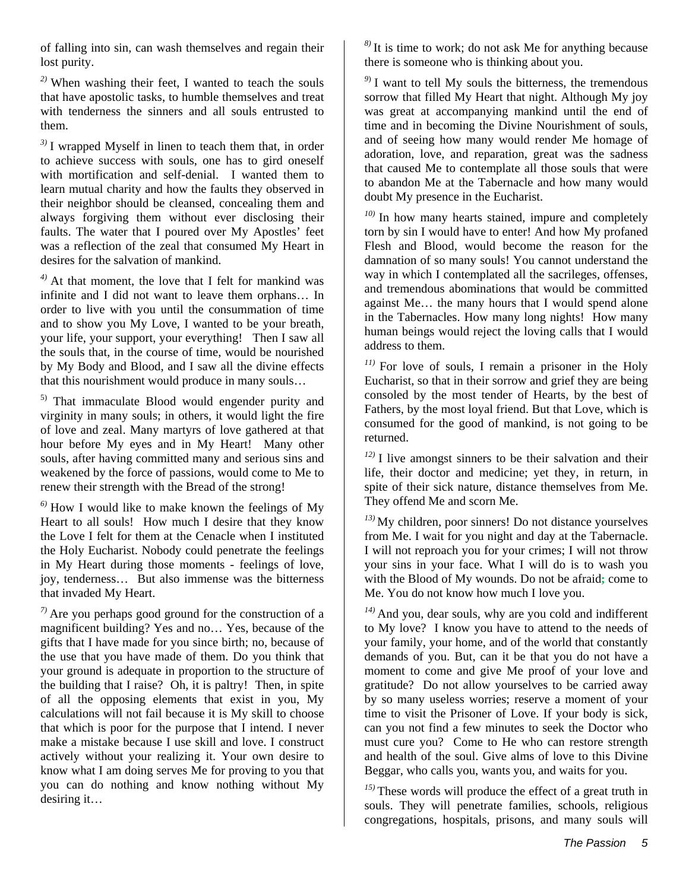of falling into sin, can wash themselves and regain their lost purity.

[2] When washing their feet, I wanted to teach the souls that have apostolic tasks, to humble themselves and treat with tenderness the sinners and all souls entrusted to them.

[3] I wrapped Myself in linen to teach them that, in order to achieve success with souls, one has to gird oneself with mortification and self-denial. I wanted them to learn mutual charity and how the faults they observed in their neighbor should be cleansed, concealing them and always forgiving them without ever disclosing their faults. The water that I poured over My Apostles' feet was a reflection of the zeal that consumed My Heart in desires for the salvation of mankind.

[4] At that moment, the love that I felt for mankind was infinite and I did not want to leave them orphans… In order to live with you until the consummation of time and to show you My Love, I wanted to be your breath, your life, your support, your everything! Then I saw all the souls that, in the course of time, would be nourished by My Body and Blood, and I saw all the divine effects that this nourishment would produce in many souls…

[5] That immaculate Blood would engender purity and virginity in many souls; in others, it would light the fire of love and zeal. Many martyrs of love gathered at that hour before My eyes and in My Heart! Many other souls, after having committed many and serious sins and weakened by the force of passions, would come to Me to renew their strength with the Bread of the strong!

[6] How I would like to make known the feelings of My Heart to all souls! How much I desire that they know the Love I felt for them at the Cenacle when I instituted the Holy Eucharist. Nobody could penetrate the feelings in My Heart during those moments - feelings of love, joy, tenderness… But also immense was the bitterness that invaded My Heart.

[7] Are you perhaps good ground for the construction of a magnificent building? Yes and no… Yes, because of the gifts that I have made for you since birth; no, because of the use that you have made of them. Do you think that your ground is adequate in proportion to the structure of the building that I raise? Oh, it is paltry! Then, in spite of all the opposing elements that exist in you, My calculations will not fail because it is My skill to choose that which is poor for the purpose that I intend. I never make a mistake because I use skill and love. I construct actively without your realizing it. Your own desire to know what I am doing serves Me for proving to you that you can do nothing and know nothing without My desiring it…

[8] It is time to work; do not ask Me for anything because there is someone who is thinking about you.

[9] I want to tell My souls the bitterness, the tremendous sorrow that filled My Heart that night. Although My joy was great at accompanying mankind until the end of time and in becoming the Divine Nourishment of souls, and of seeing how many would render Me homage of adoration, love, and reparation, great was the sadness that caused Me to contemplate all those souls that were to abandon Me at the Tabernacle and how many would doubt My presence in the Eucharist.

[10] In how many hearts stained, impure and completely torn by sin I would have to enter! And how My profaned Flesh and Blood, would become the reason for the damnation of so many souls! You cannot understand the way in which I contemplated all the sacrileges, offenses, and tremendous abominations that would be committed against Me… the many hours that I would spend alone in the Tabernacles. How many long nights! How many human beings would reject the loving calls that I would address to them.

[11] For love of souls, I remain a prisoner in the Holy Eucharist, so that in their sorrow and grief they are being consoled by the most tender of Hearts, by the best of Fathers, by the most loyal friend. But that Love, which is consumed for the good of mankind, is not going to be returned.

[12] I live amongst sinners to be their salvation and their life, their doctor and medicine; yet they, in return, in spite of their sick nature, distance themselves from Me. They offend Me and scorn Me.

[13] My children, poor sinners! Do not distance yourselves from Me. I wait for you night and day at the Tabernacle. I will not reproach you for your crimes; I will not throw your sins in your face. What I will do is to wash you with the Blood of My wounds. Do not be afraid; come to Me. You do not know how much I love you.

[14] And you, dear souls, why are you cold and indifferent to My love? I know you have to attend to the needs of your family, your home, and of the world that constantly demands of you. But, can it be that you do not have a moment to come and give Me proof of your love and gratitude? Do not allow yourselves to be carried away by so many useless worries; reserve a moment of your time to visit the Prisoner of Love. If your body is sick, can you not find a few minutes to seek the Doctor who must cure you? Come to He who can restore strength and health of the soul. Give alms of love to this Divine Beggar, who calls you, wants you, and waits for you.

[15] These words will produce the effect of a great truth in souls. They will penetrate families, schools, religious congregations, hospitals, prisons, and many souls will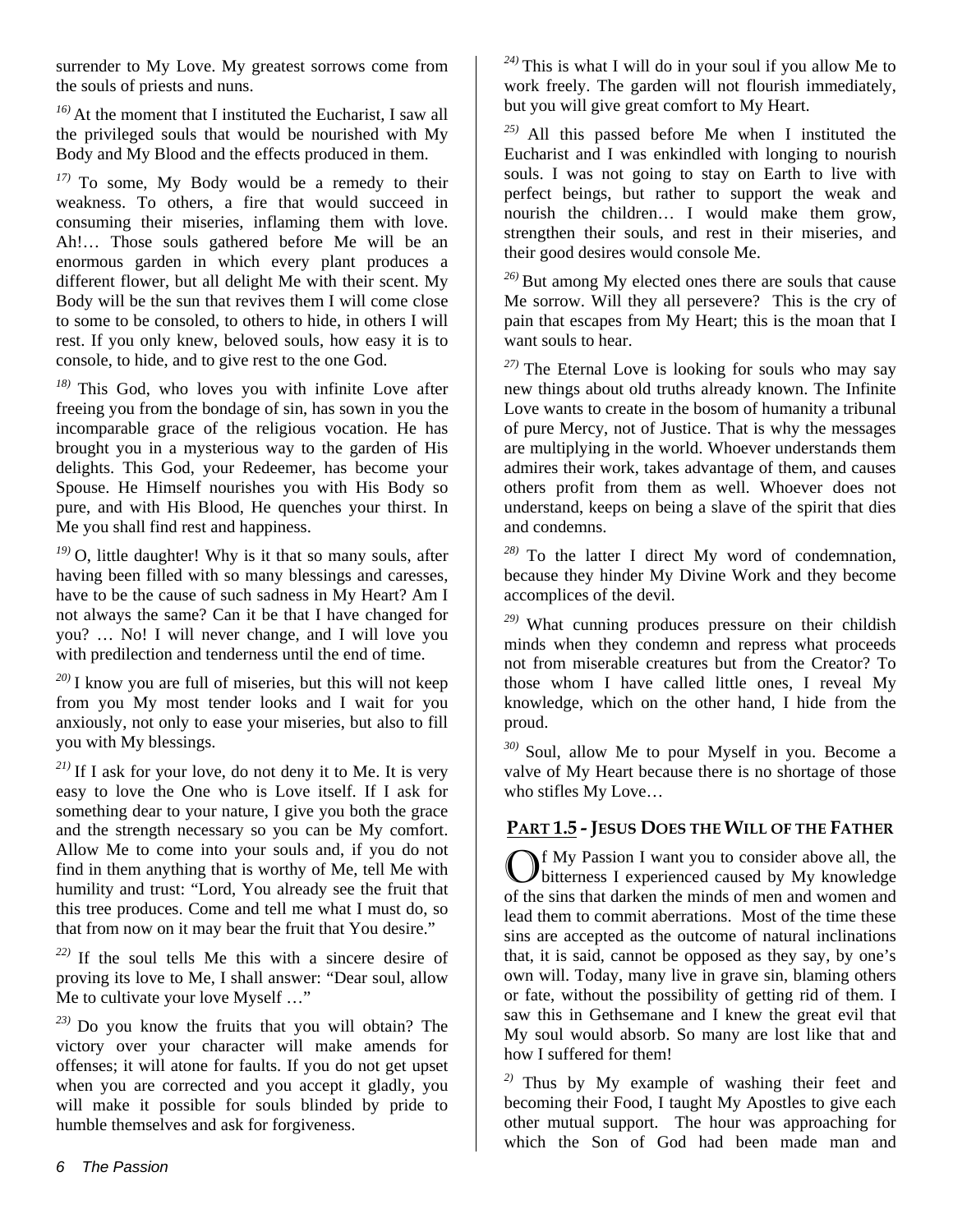surrender to My Love. My greatest sorrows come from the souls of priests and nuns.

[16] At the moment that I instituted the Eucharist, I saw all the privileged souls that would be nourished with My Body and My Blood and the effects produced in them.

[17] To some, My Body would be a remedy to their weakness. To others, a fire that would succeed in consuming their miseries, inflaming them with love. Ah!… Those souls gathered before Me will be an enormous garden in which every plant produces a different flower, but all delight Me with their scent. My Body will be the sun that revives them I will come close to some to be consoled, to others to hide, in others I will rest. If you only knew, beloved souls, how easy it is to console, to hide, and to give rest to the one God.

[18] This God, who loves you with infinite Love after freeing you from the bondage of sin, has sown in you the incomparable grace of the religious vocation. He has brought you in a mysterious way to the garden of His delights. This God, your Redeemer, has become your Spouse. He Himself nourishes you with His Body so pure, and with His Blood, He quenches your thirst. In Me you shall find rest and happiness.

[19] O, little daughter! Why is it that so many souls, after having been filled with so many blessings and caresses, have to be the cause of such sadness in My Heart? Am I not always the same? Can it be that I have changed for you? … No! I will never change, and I will love you with predilection and tenderness until the end of time.

[20] I know you are full of miseries, but this will not keep from you My most tender looks and I wait for you anxiously, not only to ease your miseries, but also to fill you with My blessings.

[21] If I ask for your love, do not deny it to Me. It is very easy to love the One who is Love itself. If I ask for something dear to your nature, I give you both the grace and the strength necessary so you can be My comfort. Allow Me to come into your souls and, if you do not find in them anything that is worthy of Me, tell Me with humility and trust: "Lord, You already see the fruit that this tree produces. Come and tell me what I must do, so that from now on it may bear the fruit that You desire."

[22] If the soul tells Me this with a sincere desire of proving its love to Me, I shall answer: "Dear soul, allow Me to cultivate your love Myself …"

[23] Do you know the fruits that you will obtain? The victory over your character will make amends for offenses; it will atone for faults. If you do not get upset when you are corrected and you accept it gladly, you will make it possible for souls blinded by pride to humble themselves and ask for forgiveness.

[24] This is what I will do in your soul if you allow Me to work freely. The garden will not flourish immediately, but you will give great comfort to My Heart.

[25] All this passed before Me when I instituted the Eucharist and I was enkindled with longing to nourish souls. I was not going to stay on Earth to live with perfect beings, but rather to support the weak and nourish the children… I would make them grow, strengthen their souls, and rest in their miseries, and their good desires would console Me.

[26] But among My elected ones there are souls that cause Me sorrow. Will they all persevere? This is the cry of pain that escapes from My Heart; this is the moan that I want souls to hear.

[27] The Eternal Love is looking for souls who may say new things about old truths already known. The Infinite Love wants to create in the bosom of humanity a tribunal of pure Mercy, not of Justice. That is why the messages are multiplying in the world. Whoever understands them admires their work, takes advantage of them, and causes others profit from them as well. Whoever does not understand, keeps on being a slave of the spirit that dies and condemns.

[28] To the latter I direct My word of condemnation, because they hinder My Divine Work and they become accomplices of the devil.

[29] What cunning produces pressure on their childish minds when they condemn and repress what proceeds not from miserable creatures but from the Creator? To those whom I have called little ones, I reveal My knowledge, which on the other hand, I hide from the proud.

[30] Soul, allow Me to pour Myself in you. Become a valve of My Heart because there is no shortage of those who stifles My Love…

## PART 1.5 - JESUS DOES THE WILL OF THE FATHER

Of My Passion I want you to consider above all, the bitterness I experienced caused by My knowledge of the sins that darken the minds of men and women and lead them to commit aberrations. Most of the time these sins are accepted as the outcome of natural inclinations that, it is said, cannot be opposed as they say, by one's own will. Today, many live in grave sin, blaming others or fate, without the possibility of getting rid of them. I saw this in Gethsemane and I knew the great evil that My soul would absorb. So many are lost like that and how I suffered for them!

[2] Thus by My example of washing their feet and becoming their Food, I taught My Apostles to give each other mutual support. The hour was approaching for which the Son of God had been made man and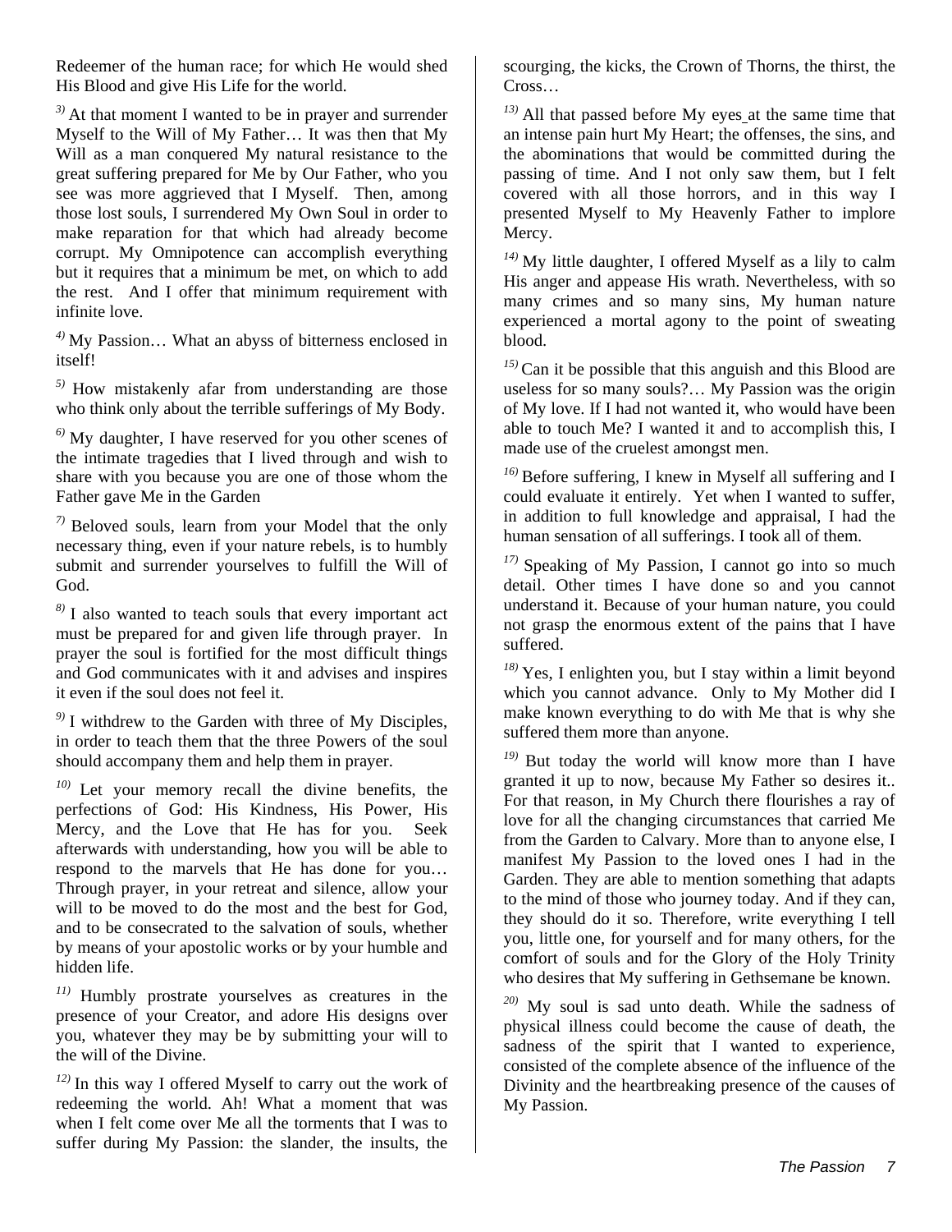Redeemer of the human race; for which He would shed His Blood and give His Life for the world.

[3)] At that moment I wanted to be in prayer and surrender Myself to the Will of My Father… It was then that My Will as a man conquered My natural resistance to the great suffering prepared for Me by Our Father, who you see was more aggrieved that I Myself. Then, among those lost souls, I surrendered My Own Soul in order to make reparation for that which had already become corrupt. My Omnipotence can accomplish everything but it requires that a minimum be met, on which to add the rest. And I offer that minimum requirement with infinite love.

[4)] My Passion… What an abyss of bitterness enclosed in itself!

[5)] How mistakenly afar from understanding are those who think only about the terrible sufferings of My Body.

[6)] My daughter, I have reserved for you other scenes of the intimate tragedies that I lived through and wish to share with you because you are one of those whom the Father gave Me in the Garden

[7)] Beloved souls, learn from your Model that the only necessary thing, even if your nature rebels, is to humbly submit and surrender yourselves to fulfill the Will of God.

[8)] I also wanted to teach souls that every important act must be prepared for and given life through prayer. In prayer the soul is fortified for the most difficult things and God communicates with it and advises and inspires it even if the soul does not feel it.

[9)] I withdrew to the Garden with three of My Disciples, in order to teach them that the three Powers of the soul should accompany them and help them in prayer.

[10)] Let your memory recall the divine benefits, the perfections of God: His Kindness, His Power, His Mercy, and the Love that He has for you. Seek afterwards with understanding, how you will be able to respond to the marvels that He has done for you… Through prayer, in your retreat and silence, allow your will to be moved to do the most and the best for God, and to be consecrated to the salvation of souls, whether by means of your apostolic works or by your humble and hidden life.

[11)] Humbly prostrate yourselves as creatures in the presence of your Creator, and adore His designs over you, whatever they may be by submitting your will to the will of the Divine.

[12)] In this way I offered Myself to carry out the work of redeeming the world. Ah! What a moment that was when I felt come over Me all the torments that I was to suffer during My Passion: the slander, the insults, the scourging, the kicks, the Crown of Thorns, the thirst, the Cross…

[13)] All that passed before My eyes at the same time that an intense pain hurt My Heart; the offenses, the sins, and the abominations that would be committed during the passing of time. And I not only saw them, but I felt covered with all those horrors, and in this way I presented Myself to My Heavenly Father to implore Mercy.

[14)] My little daughter, I offered Myself as a lily to calm His anger and appease His wrath. Nevertheless, with so many crimes and so many sins, My human nature experienced a mortal agony to the point of sweating blood.

[15)] Can it be possible that this anguish and this Blood are useless for so many souls?… My Passion was the origin of My love. If I had not wanted it, who would have been able to touch Me? I wanted it and to accomplish this, I made use of the cruelest amongst men.

[16)] Before suffering, I knew in Myself all suffering and I could evaluate it entirely. Yet when I wanted to suffer, in addition to full knowledge and appraisal, I had the human sensation of all sufferings. I took all of them.

[17)] Speaking of My Passion, I cannot go into so much detail. Other times I have done so and you cannot understand it. Because of your human nature, you could not grasp the enormous extent of the pains that I have suffered.

[18)] Yes, I enlighten you, but I stay within a limit beyond which you cannot advance. Only to My Mother did I make known everything to do with Me that is why she suffered them more than anyone.

[19)] But today the world will know more than I have granted it up to now, because My Father so desires it.. For that reason, in My Church there flourishes a ray of love for all the changing circumstances that carried Me from the Garden to Calvary. More than to anyone else, I manifest My Passion to the loved ones I had in the Garden. They are able to mention something that adapts to the mind of those who journey today. And if they can, they should do it so. Therefore, write everything I tell you, little one, for yourself and for many others, for the comfort of souls and for the Glory of the Holy Trinity who desires that My suffering in Gethsemane be known.

[20)] My soul is sad unto death. While the sadness of physical illness could become the cause of death, the sadness of the spirit that I wanted to experience, consisted of the complete absence of the influence of the Divinity and the heartbreaking presence of the causes of My Passion.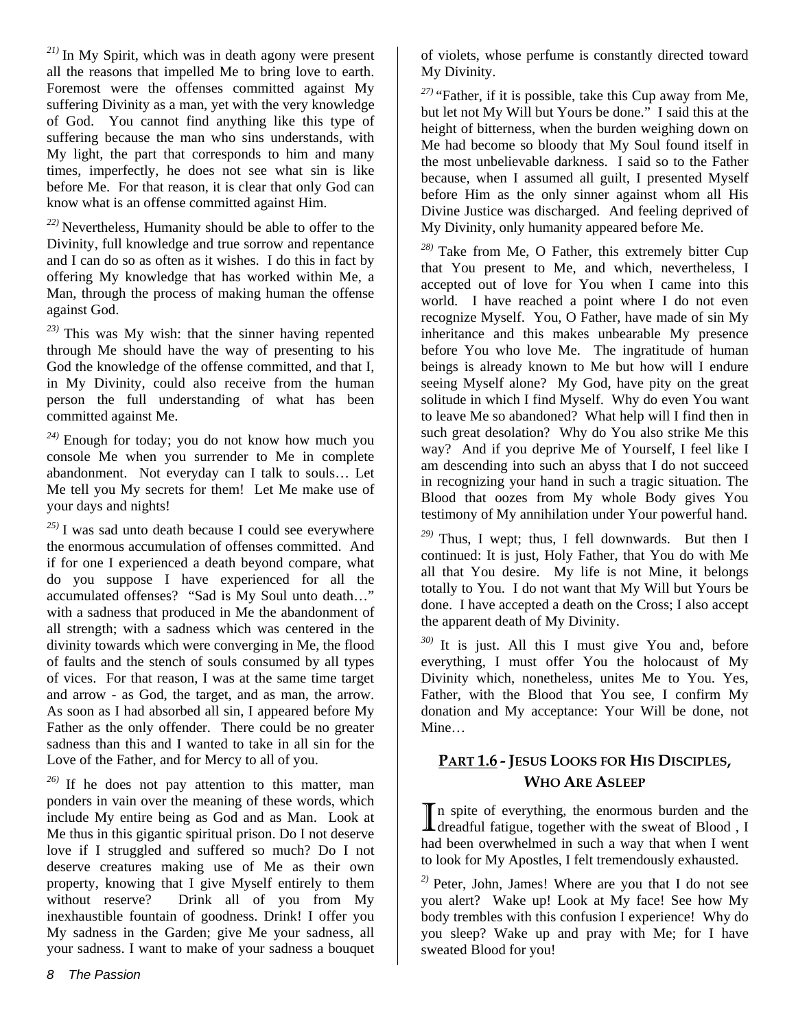[21)] In My Spirit, which was in death agony were present all the reasons that impelled Me to bring love to earth. Foremost were the offenses committed against My suffering Divinity as a man, yet with the very knowledge of God. You cannot find anything like this type of suffering because the man who sins understands, with My light, the part that corresponds to him and many times, imperfectly, he does not see what sin is like before Me. For that reason, it is clear that only God can know what is an offense committed against Him.

[22)] Nevertheless, Humanity should be able to offer to the Divinity, full knowledge and true sorrow and repentance and I can do so as often as it wishes. I do this in fact by offering My knowledge that has worked within Me, a Man, through the process of making human the offense against God.

[23)] This was My wish: that the sinner having repented through Me should have the way of presenting to his God the knowledge of the offense committed, and that I, in My Divinity, could also receive from the human person the full understanding of what has been committed against Me.

[24)] Enough for today; you do not know how much you console Me when you surrender to Me in complete abandonment. Not everyday can I talk to souls… Let Me tell you My secrets for them! Let Me make use of your days and nights!

[25)] I was sad unto death because I could see everywhere the enormous accumulation of offenses committed. And if for one I experienced a death beyond compare, what do you suppose I have experienced for all the accumulated offenses? "Sad is My Soul unto death…" with a sadness that produced in Me the abandonment of all strength; with a sadness which was centered in the divinity towards which were converging in Me, the flood of faults and the stench of souls consumed by all types of vices. For that reason, I was at the same time target and arrow - as God, the target, and as man, the arrow. As soon as I had absorbed all sin, I appeared before My Father as the only offender. There could be no greater sadness than this and I wanted to take in all sin for the Love of the Father, and for Mercy to all of you.

[26)] If he does not pay attention to this matter, man ponders in vain over the meaning of these words, which include My entire being as God and as Man. Look at Me thus in this gigantic spiritual prison. Do I not deserve love if I struggled and suffered so much? Do I not deserve creatures making use of Me as their own property, knowing that I give Myself entirely to them without reserve? Drink all of you from My inexhaustible fountain of goodness. Drink! I offer you My sadness in the Garden; give Me your sadness, all your sadness. I want to make of your sadness a bouquet of violets, whose perfume is constantly directed toward My Divinity.

[27)] "Father, if it is possible, take this Cup away from Me, but let not My Will but Yours be done." I said this at the height of bitterness, when the burden weighing down on Me had become so bloody that My Soul found itself in the most unbelievable darkness. I said so to the Father because, when I assumed all guilt, I presented Myself before Him as the only sinner against whom all His Divine Justice was discharged. And feeling deprived of My Divinity, only humanity appeared before Me.

[28)] Take from Me, O Father, this extremely bitter Cup that You present to Me, and which, nevertheless, I accepted out of love for You when I came into this world. I have reached a point where I do not even recognize Myself. You, O Father, have made of sin My inheritance and this makes unbearable My presence before You who love Me. The ingratitude of human beings is already known to Me but how will I endure seeing Myself alone? My God, have pity on the great solitude in which I find Myself. Why do even You want to leave Me so abandoned? What help will I find then in such great desolation? Why do You also strike Me this way? And if you deprive Me of Yourself, I feel like I am descending into such an abyss that I do not succeed in recognizing your hand in such a tragic situation. The Blood that oozes from My whole Body gives You testimony of My annihilation under Your powerful hand.

[29)] Thus, I wept; thus, I fell downwards. But then I continued: It is just, Holy Father, that You do with Me all that You desire. My life is not Mine, it belongs totally to You. I do not want that My Will but Yours be done. I have accepted a death on the Cross; I also accept the apparent death of My Divinity.

[30)] It is just. All this I must give You and, before everything, I must offer You the holocaust of My Divinity which, nonetheless, unites Me to You. Yes, Father, with the Blood that You see, I confirm My donation and My acceptance: Your Will be done, not Mine…

## PART 1.6 - JESUS LOOKS FOR HIS DISCIPLES, WHO ARE ASLEEP

In spite of everything, the enormous burden and the dreadful fatigue, together with the sweat of Blood , I had been overwhelmed in such a way that when I went to look for My Apostles, I felt tremendously exhausted.

[2)] Peter, John, James! Where are you that I do not see you alert? Wake up! Look at My face! See how My body trembles with this confusion I experience! Why do you sleep? Wake up and pray with Me; for I have sweated Blood for you!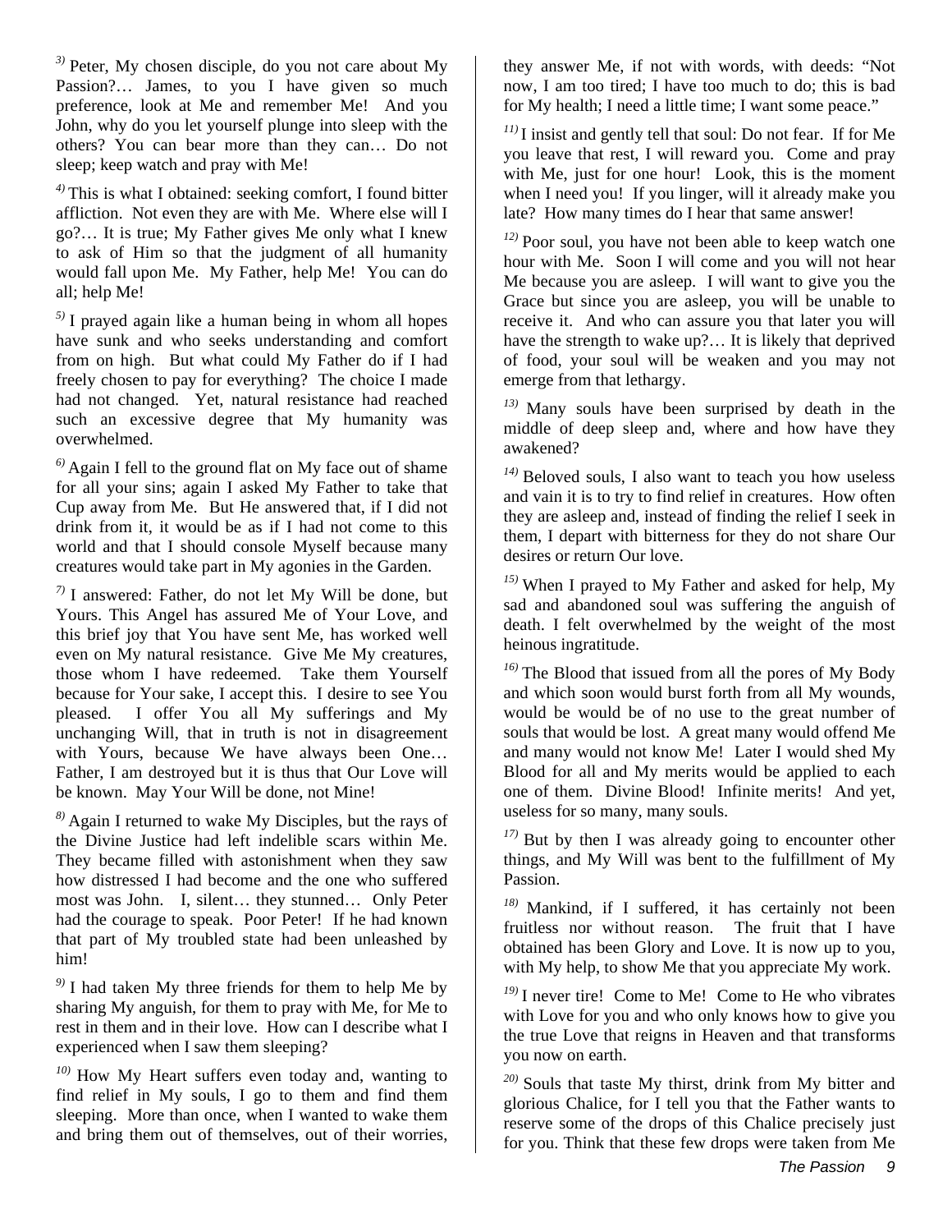[3)] Peter, My chosen disciple, do you not care about My Passion?… James, to you I have given so much preference, look at Me and remember Me! And you John, why do you let yourself plunge into sleep with the others? You can bear more than they can… Do not sleep; keep watch and pray with Me!

[4)] This is what I obtained: seeking comfort, I found bitter affliction. Not even they are with Me. Where else will I go?… It is true; My Father gives Me only what I knew to ask of Him so that the judgment of all humanity would fall upon Me. My Father, help Me! You can do all; help Me!

[5)] I prayed again like a human being in whom all hopes have sunk and who seeks understanding and comfort from on high. But what could My Father do if I had freely chosen to pay for everything? The choice I made had not changed. Yet, natural resistance had reached such an excessive degree that My humanity was overwhelmed.

[6)] Again I fell to the ground flat on My face out of shame for all your sins; again I asked My Father to take that Cup away from Me. But He answered that, if I did not drink from it, it would be as if I had not come to this world and that I should console Myself because many creatures would take part in My agonies in the Garden.

[7)] I answered: Father, do not let My Will be done, but Yours. This Angel has assured Me of Your Love, and this brief joy that You have sent Me, has worked well even on My natural resistance. Give Me My creatures, those whom I have redeemed. Take them Yourself because for Your sake, I accept this. I desire to see You pleased. I offer You all My sufferings and My unchanging Will, that in truth is not in disagreement with Yours, because We have always been One… Father, I am destroyed but it is thus that Our Love will be known. May Your Will be done, not Mine!

[8)] Again I returned to wake My Disciples, but the rays of the Divine Justice had left indelible scars within Me. They became filled with astonishment when they saw how distressed I had become and the one who suffered most was John. I, silent… they stunned… Only Peter had the courage to speak. Poor Peter! If he had known that part of My troubled state had been unleashed by him!

[9)] I had taken My three friends for them to help Me by sharing My anguish, for them to pray with Me, for Me to rest in them and in their love. How can I describe what I experienced when I saw them sleeping?

[10)] How My Heart suffers even today and, wanting to find relief in My souls, I go to them and find them sleeping. More than once, when I wanted to wake them and bring them out of themselves, out of their worries, they answer Me, if not with words, with deeds: "Not now, I am too tired; I have too much to do; this is bad for My health; I need a little time; I want some peace."

[11)] I insist and gently tell that soul: Do not fear. If for Me you leave that rest, I will reward you. Come and pray with Me, just for one hour! Look, this is the moment when I need you! If you linger, will it already make you late? How many times do I hear that same answer!

[12)] Poor soul, you have not been able to keep watch one hour with Me. Soon I will come and you will not hear Me because you are asleep. I will want to give you the Grace but since you are asleep, you will be unable to receive it. And who can assure you that later you will have the strength to wake up?… It is likely that deprived of food, your soul will be weaken and you may not emerge from that lethargy.

[13)] Many souls have been surprised by death in the middle of deep sleep and, where and how have they awakened?

[14)] Beloved souls, I also want to teach you how useless and vain it is to try to find relief in creatures. How often they are asleep and, instead of finding the relief I seek in them, I depart with bitterness for they do not share Our desires or return Our love.

[15)] When I prayed to My Father and asked for help, My sad and abandoned soul was suffering the anguish of death. I felt overwhelmed by the weight of the most heinous ingratitude.

[16)] The Blood that issued from all the pores of My Body and which soon would burst forth from all My wounds, would be would be of no use to the great number of souls that would be lost. A great many would offend Me and many would not know Me! Later I would shed My Blood for all and My merits would be applied to each one of them. Divine Blood! Infinite merits! And yet, useless for so many, many souls.

[17)] But by then I was already going to encounter other things, and My Will was bent to the fulfillment of My Passion.

[18)] Mankind, if I suffered, it has certainly not been fruitless nor without reason. The fruit that I have obtained has been Glory and Love. It is now up to you, with My help, to show Me that you appreciate My work.

[19)] I never tire! Come to Me! Come to He who vibrates with Love for you and who only knows how to give you the true Love that reigns in Heaven and that transforms you now on earth.

[20)] Souls that taste My thirst, drink from My bitter and glorious Chalice, for I tell you that the Father wants to reserve some of the drops of this Chalice precisely just for you. Think that these few drops were taken from Me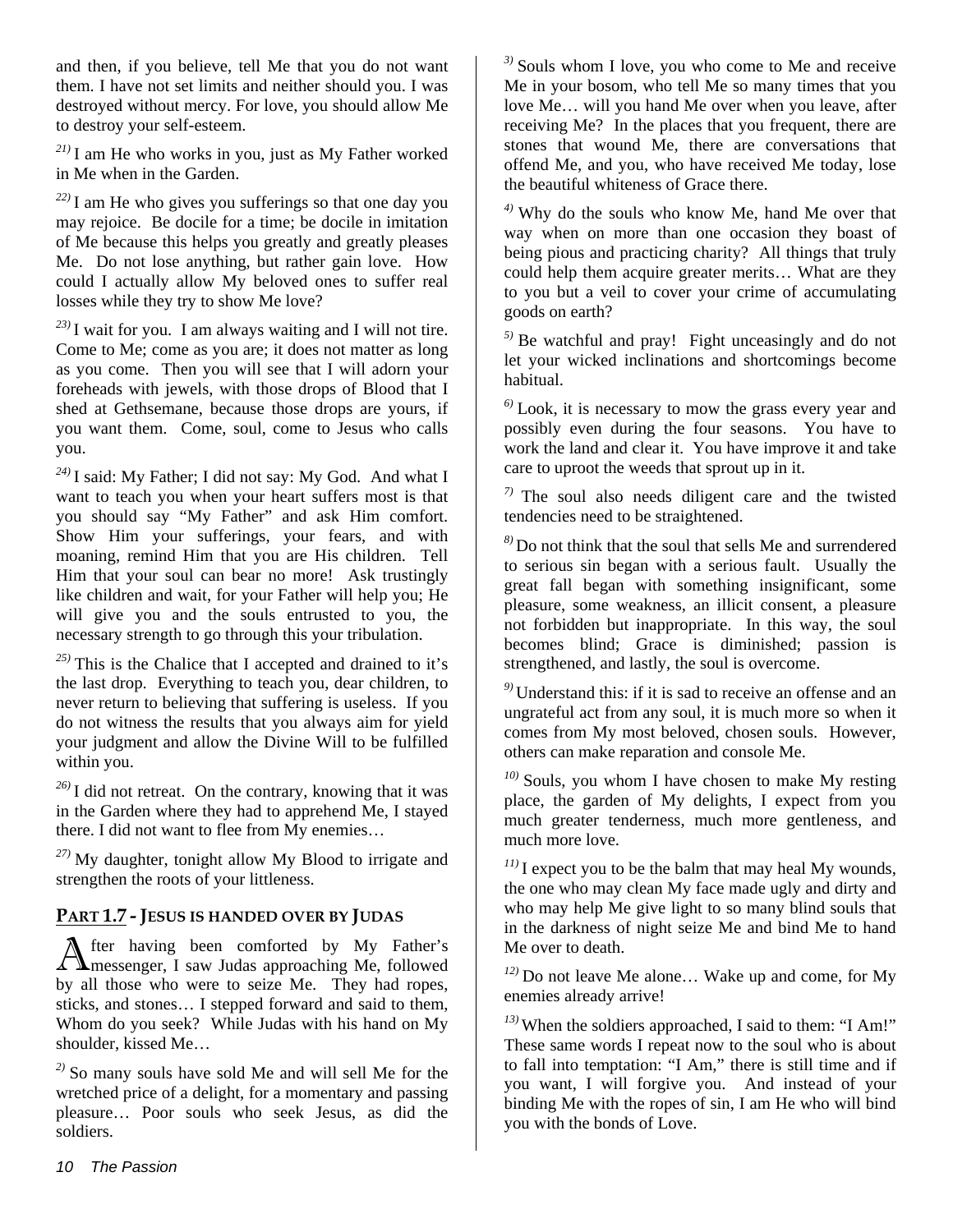and then, if you believe, tell Me that you do not want them. I have not set limits and neither should you. I was destroyed without mercy. For love, you should allow Me to destroy your self-esteem.

[21)] I am He who works in you, just as My Father worked in Me when in the Garden.

[22)] I am He who gives you sufferings so that one day you may rejoice. Be docile for a time; be docile in imitation of Me because this helps you greatly and greatly pleases Me. Do not lose anything, but rather gain love. How could I actually allow My beloved ones to suffer real losses while they try to show Me love?

[23)] I wait for you. I am always waiting and I will not tire. Come to Me; come as you are; it does not matter as long as you come. Then you will see that I will adorn your foreheads with jewels, with those drops of Blood that I shed at Gethsemane, because those drops are yours, if you want them. Come, soul, come to Jesus who calls you.

[24)] I said: My Father; I did not say: My God. And what I want to teach you when your heart suffers most is that you should say "My Father" and ask Him comfort. Show Him your sufferings, your fears, and with moaning, remind Him that you are His children. Tell Him that your soul can bear no more! Ask trustingly like children and wait, for your Father will help you; He will give you and the souls entrusted to you, the necessary strength to go through this your tribulation.

[25)] This is the Chalice that I accepted and drained to it's the last drop. Everything to teach you, dear children, to never return to believing that suffering is useless. If you do not witness the results that you always aim for yield your judgment and allow the Divine Will to be fulfilled within you.

[26)] I did not retreat. On the contrary, knowing that it was in the Garden where they had to apprehend Me, I stayed there. I did not want to flee from My enemies…

[27)] My daughter, tonight allow My Blood to irrigate and strengthen the roots of your littleness.

## PART 1.7 - JESUS IS HANDED OVER BY JUDAS

After having been comforted by My Father's messenger, I saw Judas approaching Me, followed by all those who were to seize Me. They had ropes, sticks, and stones… I stepped forward and said to them, Whom do you seek? While Judas with his hand on My shoulder, kissed Me…

[2)] So many souls have sold Me and will sell Me for the wretched price of a delight, for a momentary and passing pleasure… Poor souls who seek Jesus, as did the soldiers.

[3)] Souls whom I love, you who come to Me and receive Me in your bosom, who tell Me so many times that you love Me… will you hand Me over when you leave, after receiving Me? In the places that you frequent, there are stones that wound Me, there are conversations that offend Me, and you, who have received Me today, lose the beautiful whiteness of Grace there.

[4)] Why do the souls who know Me, hand Me over that way when on more than one occasion they boast of being pious and practicing charity? All things that truly could help them acquire greater merits… What are they to you but a veil to cover your crime of accumulating goods on earth?

[5)] Be watchful and pray! Fight unceasingly and do not let your wicked inclinations and shortcomings become habitual.

[6)] Look, it is necessary to mow the grass every year and possibly even during the four seasons. You have to work the land and clear it. You have improve it and take care to uproot the weeds that sprout up in it.

[7)] The soul also needs diligent care and the twisted tendencies need to be straightened.

[8)] Do not think that the soul that sells Me and surrendered to serious sin began with a serious fault. Usually the great fall began with something insignificant, some pleasure, some weakness, an illicit consent, a pleasure not forbidden but inappropriate. In this way, the soul becomes blind; Grace is diminished; passion is strengthened, and lastly, the soul is overcome.

[9)] Understand this: if it is sad to receive an offense and an ungrateful act from any soul, it is much more so when it comes from My most beloved, chosen souls. However, others can make reparation and console Me.

[10)] Souls, you whom I have chosen to make My resting place, the garden of My delights, I expect from you much greater tenderness, much more gentleness, and much more love.

[11)] I expect you to be the balm that may heal My wounds, the one who may clean My face made ugly and dirty and who may help Me give light to so many blind souls that in the darkness of night seize Me and bind Me to hand Me over to death.

[12)] Do not leave Me alone… Wake up and come, for My enemies already arrive!

[13)] When the soldiers approached, I said to them: "I Am!" These same words I repeat now to the soul who is about to fall into temptation: "I Am," there is still time and if you want, I will forgive you. And instead of your binding Me with the ropes of sin, I am He who will bind you with the bonds of Love.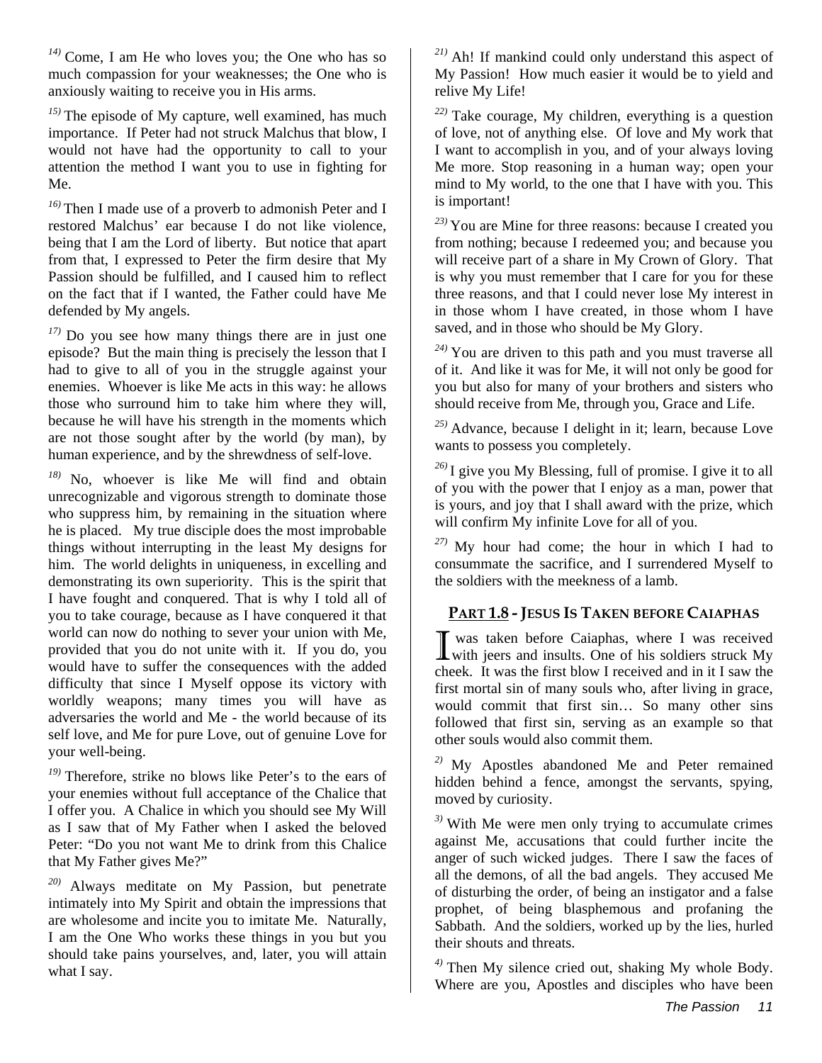[14] Come, I am He who loves you; the One who has so much compassion for your weaknesses; the One who is anxiously waiting to receive you in His arms.

[15] The episode of My capture, well examined, has much importance. If Peter had not struck Malchus that blow, I would not have had the opportunity to call to your attention the method I want you to use in fighting for Me.

[16] Then I made use of a proverb to admonish Peter and I restored Malchus' ear because I do not like violence, being that I am the Lord of liberty. But notice that apart from that, I expressed to Peter the firm desire that My Passion should be fulfilled, and I caused him to reflect on the fact that if I wanted, the Father could have Me defended by My angels.

[17] Do you see how many things there are in just one episode? But the main thing is precisely the lesson that I had to give to all of you in the struggle against your enemies. Whoever is like Me acts in this way: he allows those who surround him to take him where they will, because he will have his strength in the moments which are not those sought after by the world (by man), by human experience, and by the shrewdness of self-love.

[18] No, whoever is like Me will find and obtain unrecognizable and vigorous strength to dominate those who suppress him, by remaining in the situation where he is placed. My true disciple does the most improbable things without interrupting in the least My designs for him. The world delights in uniqueness, in excelling and demonstrating its own superiority. This is the spirit that I have fought and conquered. That is why I told all of you to take courage, because as I have conquered it that world can now do nothing to sever your union with Me, provided that you do not unite with it. If you do, you would have to suffer the consequences with the added difficulty that since I Myself oppose its victory with worldly weapons; many times you will have as adversaries the world and Me - the world because of its self love, and Me for pure Love, out of genuine Love for your well-being.

[19] Therefore, strike no blows like Peter's to the ears of your enemies without full acceptance of the Chalice that I offer you. A Chalice in which you should see My Will as I saw that of My Father when I asked the beloved Peter: "Do you not want Me to drink from this Chalice that My Father gives Me?"

[20] Always meditate on My Passion, but penetrate intimately into My Spirit and obtain the impressions that are wholesome and incite you to imitate Me. Naturally, I am the One Who works these things in you but you should take pains yourselves, and, later, you will attain what I say.

[21] Ah! If mankind could only understand this aspect of My Passion! How much easier it would be to yield and relive My Life!

[22] Take courage, My children, everything is a question of love, not of anything else. Of love and My work that I want to accomplish in you, and of your always loving Me more. Stop reasoning in a human way; open your mind to My world, to the one that I have with you. This is important!

[23] You are Mine for three reasons: because I created you from nothing; because I redeemed you; and because you will receive part of a share in My Crown of Glory. That is why you must remember that I care for you for these three reasons, and that I could never lose My interest in in those whom I have created, in those whom I have saved, and in those who should be My Glory.

[24] You are driven to this path and you must traverse all of it. And like it was for Me, it will not only be good for you but also for many of your brothers and sisters who should receive from Me, through you, Grace and Life.

[25] Advance, because I delight in it; learn, because Love wants to possess you completely.

[26] I give you My Blessing, full of promise. I give it to all of you with the power that I enjoy as a man, power that is yours, and joy that I shall award with the prize, which will confirm My infinite Love for all of you.

[27] My hour had come; the hour in which I had to consummate the sacrifice, and I surrendered Myself to the soldiers with the meekness of a lamb.

## PART 1.8 - JESUS IS TAKEN BEFORE CAIAPHAS

I was taken before Caiaphas, where I was received with jeers and insults. One of his soldiers struck My cheek. It was the first blow I received and in it I saw the first mortal sin of many souls who, after living in grace, would commit that first sin… So many other sins followed that first sin, serving as an example so that other souls would also commit them.

[2] My Apostles abandoned Me and Peter remained hidden behind a fence, amongst the servants, spying, moved by curiosity.

[3] With Me were men only trying to accumulate crimes against Me, accusations that could further incite the anger of such wicked judges. There I saw the faces of all the demons, of all the bad angels. They accused Me of disturbing the order, of being an instigator and a false prophet, of being blasphemous and profaning the Sabbath. And the soldiers, worked up by the lies, hurled their shouts and threats.

[4] Then My silence cried out, shaking My whole Body. Where are you, Apostles and disciples who have been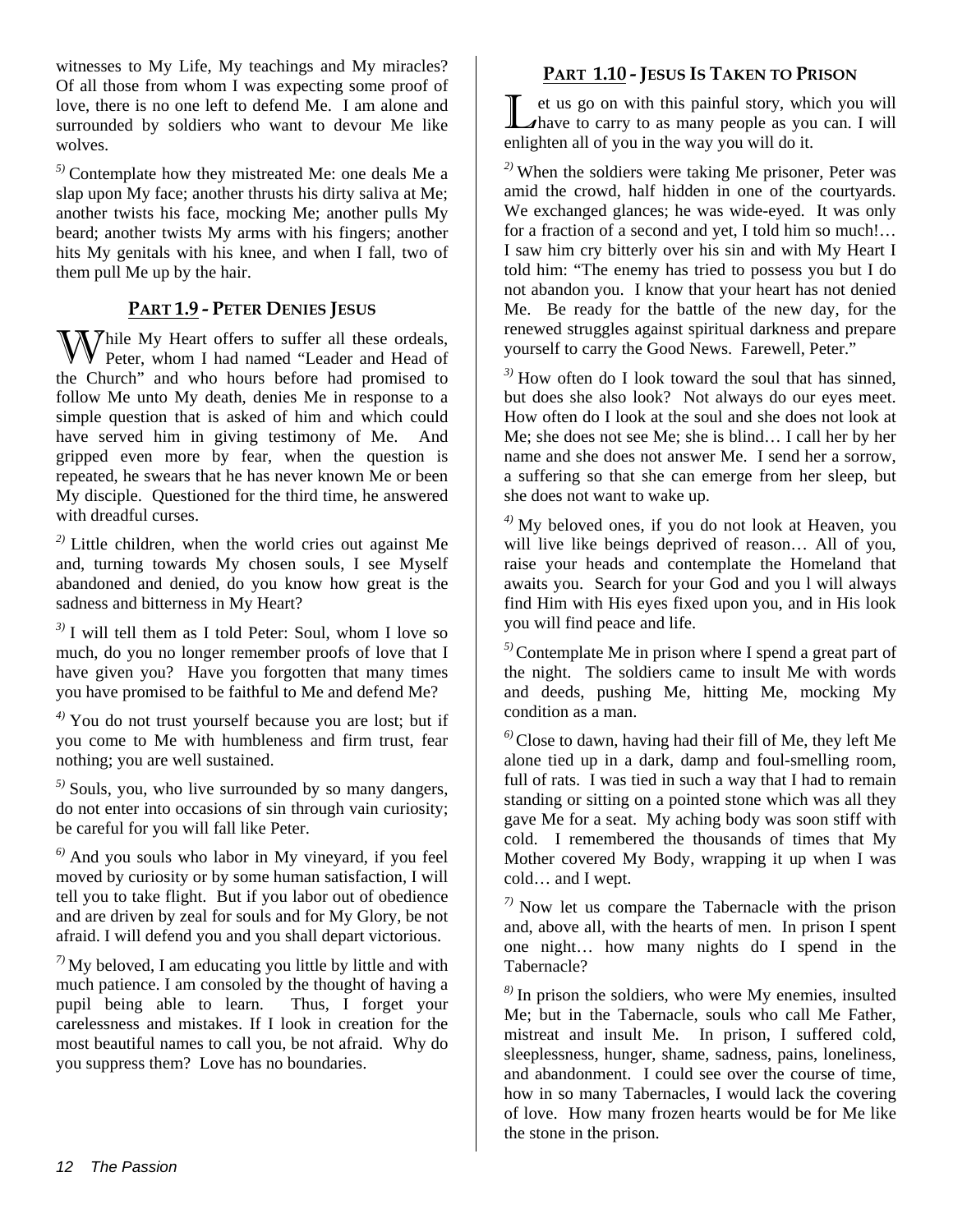witnesses to My Life, My teachings and My miracles? Of all those from whom I was expecting some proof of love, there is no one left to defend Me. I am alone and surrounded by soldiers who want to devour Me like wolves.

5) Contemplate how they mistreated Me: one deals Me a slap upon My face; another thrusts his dirty saliva at Me; another twists his face, mocking Me; another pulls My beard; another twists My arms with his fingers; another hits My genitals with his knee, and when I fall, two of them pull Me up by the hair.

## PART 1.9 - PETER DENIES JESUS

While My Heart offers to suffer all these ordeals, Peter, whom I had named "Leader and Head of the Church" and who hours before had promised to follow Me unto My death, denies Me in response to a simple question that is asked of him and which could have served him in giving testimony of Me. And gripped even more by fear, when the question is repeated, he swears that he has never known Me or been My disciple. Questioned for the third time, he answered with dreadful curses.

2) Little children, when the world cries out against Me and, turning towards My chosen souls, I see Myself abandoned and denied, do you know how great is the sadness and bitterness in My Heart?

3) I will tell them as I told Peter: Soul, whom I love so much, do you no longer remember proofs of love that I have given you? Have you forgotten that many times you have promised to be faithful to Me and defend Me?

4) You do not trust yourself because you are lost; but if you come to Me with humbleness and firm trust, fear nothing; you are well sustained.

5) Souls, you, who live surrounded by so many dangers, do not enter into occasions of sin through vain curiosity; be careful for you will fall like Peter.

6) And you souls who labor in My vineyard, if you feel moved by curiosity or by some human satisfaction, I will tell you to take flight. But if you labor out of obedience and are driven by zeal for souls and for My Glory, be not afraid. I will defend you and you shall depart victorious.

7) My beloved, I am educating you little by little and with much patience. I am consoled by the thought of having a pupil being able to learn. Thus, I forget your carelessness and mistakes. If I look in creation for the most beautiful names to call you, be not afraid. Why do you suppress them? Love has no boundaries.

## PART 1.10 - JESUS IS TAKEN TO PRISON

Let us go on with this painful story, which you will have to carry to as many people as you can. I will enlighten all of you in the way you will do it.

2) When the soldiers were taking Me prisoner, Peter was amid the crowd, half hidden in one of the courtyards. We exchanged glances; he was wide-eyed. It was only for a fraction of a second and yet, I told him so much!… I saw him cry bitterly over his sin and with My Heart I told him: "The enemy has tried to possess you but I do not abandon you. I know that your heart has not denied Me. Be ready for the battle of the new day, for the renewed struggles against spiritual darkness and prepare yourself to carry the Good News. Farewell, Peter."

3) How often do I look toward the soul that has sinned, but does she also look? Not always do our eyes meet. How often do I look at the soul and she does not look at Me; she does not see Me; she is blind… I call her by her name and she does not answer Me. I send her a sorrow, a suffering so that she can emerge from her sleep, but she does not want to wake up.

4) My beloved ones, if you do not look at Heaven, you will live like beings deprived of reason… All of you, raise your heads and contemplate the Homeland that awaits you. Search for your God and you l will always find Him with His eyes fixed upon you, and in His look you will find peace and life.

5) Contemplate Me in prison where I spend a great part of the night. The soldiers came to insult Me with words and deeds, pushing Me, hitting Me, mocking My condition as a man.

6) Close to dawn, having had their fill of Me, they left Me alone tied up in a dark, damp and foul-smelling room, full of rats. I was tied in such a way that I had to remain standing or sitting on a pointed stone which was all they gave Me for a seat. My aching body was soon stiff with cold. I remembered the thousands of times that My Mother covered My Body, wrapping it up when I was cold… and I wept.

7) Now let us compare the Tabernacle with the prison and, above all, with the hearts of men. In prison I spent one night… how many nights do I spend in the Tabernacle?

8) In prison the soldiers, who were My enemies, insulted Me; but in the Tabernacle, souls who call Me Father, mistreat and insult Me. In prison, I suffered cold, sleeplessness, hunger, shame, sadness, pains, loneliness, and abandonment. I could see over the course of time, how in so many Tabernacles, I would lack the covering of love. How many frozen hearts would be for Me like the stone in the prison.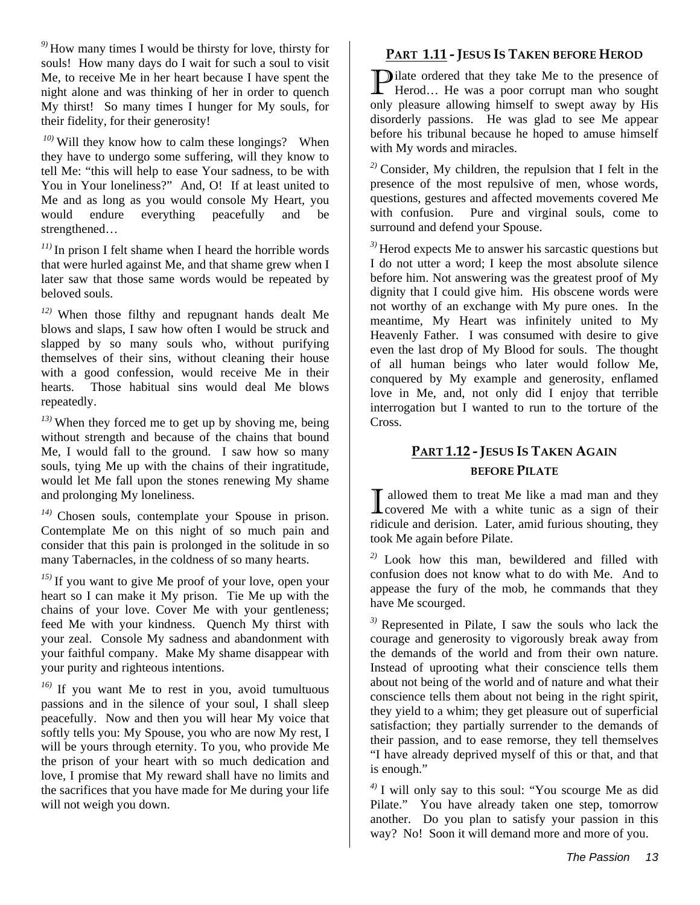[9)] How many times I would be thirsty for love, thirsty for souls! How many days do I wait for such a soul to visit Me, to receive Me in her heart because I have spent the night alone and was thinking of her in order to quench My thirst! So many times I hunger for My souls, for their fidelity, for their generosity!

[10)] Will they know how to calm these longings? When they have to undergo some suffering, will they know to tell Me: "this will help to ease Your sadness, to be with You in Your loneliness?" And, O! If at least united to Me and as long as you would console My Heart, you would endure everything peacefully and be strengthened…

[11)] In prison I felt shame when I heard the horrible words that were hurled against Me, and that shame grew when I later saw that those same words would be repeated by beloved souls.

[12)] When those filthy and repugnant hands dealt Me blows and slaps, I saw how often I would be struck and slapped by so many souls who, without purifying themselves of their sins, without cleaning their house with a good confession, would receive Me in their hearts. Those habitual sins would deal Me blows repeatedly.

[13)] When they forced me to get up by shoving me, being without strength and because of the chains that bound Me, I would fall to the ground. I saw how so many souls, tying Me up with the chains of their ingratitude, would let Me fall upon the stones renewing My shame and prolonging My loneliness.

[14)] Chosen souls, contemplate your Spouse in prison. Contemplate Me on this night of so much pain and consider that this pain is prolonged in the solitude in so many Tabernacles, in the coldness of so many hearts.

[15)] If you want to give Me proof of your love, open your heart so I can make it My prison. Tie Me up with the chains of your love. Cover Me with your gentleness; feed Me with your kindness. Quench My thirst with your zeal. Console My sadness and abandonment with your faithful company. Make My shame disappear with your purity and righteous intentions.

[16)] If you want Me to rest in you, avoid tumultuous passions and in the silence of your soul, I shall sleep peacefully. Now and then you will hear My voice that softly tells you: My Spouse, you who are now My rest, I will be yours through eternity. To you, who provide Me the prison of your heart with so much dedication and love, I promise that My reward shall have no limits and the sacrifices that you have made for Me during your life will not weigh you down.

## Part 1.11 - Jesus Is Taken before Herod

Pilate ordered that they take Me to the presence of Herod… He was a poor corrupt man who sought only pleasure allowing himself to swept away by His disorderly passions. He was glad to see Me appear before his tribunal because he hoped to amuse himself with My words and miracles.

[2)] Consider, My children, the repulsion that I felt in the presence of the most repulsive of men, whose words, questions, gestures and affected movements covered Me with confusion. Pure and virginal souls, come to surround and defend your Spouse.

[3)] Herod expects Me to answer his sarcastic questions but I do not utter a word; I keep the most absolute silence before him. Not answering was the greatest proof of My dignity that I could give him. His obscene words were not worthy of an exchange with My pure ones. In the meantime, My Heart was infinitely united to My Heavenly Father. I was consumed with desire to give even the last drop of My Blood for souls. The thought of all human beings who later would follow Me, conquered by My example and generosity, enflamed love in Me, and, not only did I enjoy that terrible interrogation but I wanted to run to the torture of the Cross.

## Part 1.12 - Jesus Is Taken Again before Pilate

I allowed them to treat Me like a mad man and they covered Me with a white tunic as a sign of their ridicule and derision. Later, amid furious shouting, they took Me again before Pilate.

[2)] Look how this man, bewildered and filled with confusion does not know what to do with Me. And to appease the fury of the mob, he commands that they have Me scourged.

[3)] Represented in Pilate, I saw the souls who lack the courage and generosity to vigorously break away from the demands of the world and from their own nature. Instead of uprooting what their conscience tells them about not being of the world and of nature and what their conscience tells them about not being in the right spirit, they yield to a whim; they get pleasure out of superficial satisfaction; they partially surrender to the demands of their passion, and to ease remorse, they tell themselves "I have already deprived myself of this or that, and that is enough."

[4)] I will only say to this soul: "You scourge Me as did Pilate." You have already taken one step, tomorrow another. Do you plan to satisfy your passion in this way? No! Soon it will demand more and more of you.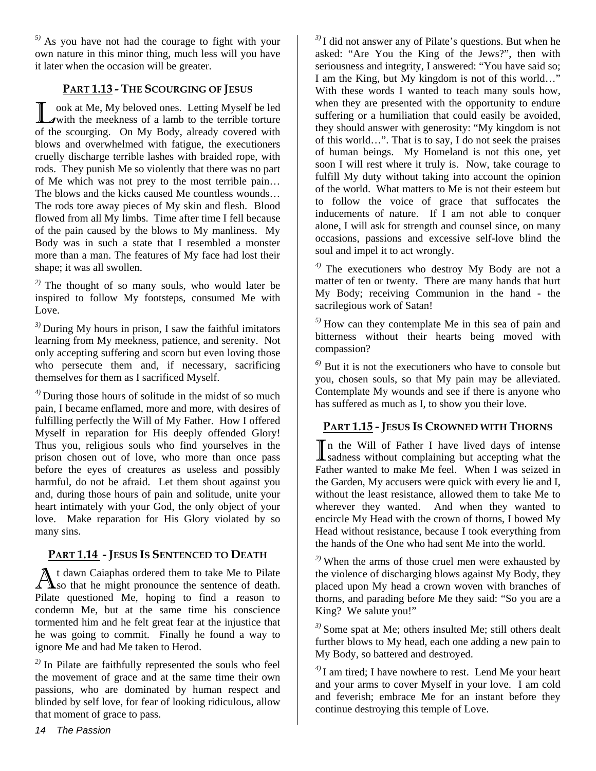[5] As you have not had the courage to fight with your own nature in this minor thing, much less will you have it later when the occasion will be greater.

## PART 1.13 - THE SCOURGING OF JESUS

Look at Me, My beloved ones. Letting Myself be led with the meekness of a lamb to the terrible torture of the scourging. On My Body, already covered with blows and overwhelmed with fatigue, the executioners cruelly discharge terrible lashes with braided rope, with rods. They punish Me so violently that there was no part of Me which was not prey to the most terrible pain… The blows and the kicks caused Me countless wounds… The rods tore away pieces of My skin and flesh. Blood flowed from all My limbs. Time after time I fell because of the pain caused by the blows to My manliness. My Body was in such a state that I resembled a monster more than a man. The features of My face had lost their shape; it was all swollen.

[2] The thought of so many souls, who would later be inspired to follow My footsteps, consumed Me with Love.

[3] During My hours in prison, I saw the faithful imitators learning from My meekness, patience, and serenity. Not only accepting suffering and scorn but even loving those who persecute them and, if necessary, sacrificing themselves for them as I sacrificed Myself.

[4] During those hours of solitude in the midst of so much pain, I became enflamed, more and more, with desires of fulfilling perfectly the Will of My Father. How I offered Myself in reparation for His deeply offended Glory! Thus you, religious souls who find yourselves in the prison chosen out of love, who more than once pass before the eyes of creatures as useless and possibly harmful, do not be afraid. Let them shout against you and, during those hours of pain and solitude, unite your heart intimately with your God, the only object of your love. Make reparation for His Glory violated by so many sins.

## PART 1.14 - JESUS IS SENTENCED TO DEATH

At dawn Caiaphas ordered them to take Me to Pilate so that he might pronounce the sentence of death. Pilate questioned Me, hoping to find a reason to condemn Me, but at the same time his conscience tormented him and he felt great fear at the injustice that he was going to commit. Finally he found a way to ignore Me and had Me taken to Herod.

[2] In Pilate are faithfully represented the souls who feel the movement of grace and at the same time their own passions, who are dominated by human respect and blinded by self love, for fear of looking ridiculous, allow that moment of grace to pass.

[3] I did not answer any of Pilate's questions. But when he asked: "Are You the King of the Jews?", then with seriousness and integrity, I answered: "You have said so; I am the King, but My kingdom is not of this world…" With these words I wanted to teach many souls how, when they are presented with the opportunity to endure suffering or a humiliation that could easily be avoided, they should answer with generosity: "My kingdom is not of this world…". That is to say, I do not seek the praises of human beings. My Homeland is not this one, yet soon I will rest where it truly is. Now, take courage to fulfill My duty without taking into account the opinion of the world. What matters to Me is not their esteem but to follow the voice of grace that suffocates the inducements of nature. If I am not able to conquer alone, I will ask for strength and counsel since, on many occasions, passions and excessive self-love blind the soul and impel it to act wrongly.

[4] The executioners who destroy My Body are not a matter of ten or twenty. There are many hands that hurt My Body; receiving Communion in the hand - the sacrilegious work of Satan!

[5] How can they contemplate Me in this sea of pain and bitterness without their hearts being moved with compassion?

[6] But it is not the executioners who have to console but you, chosen souls, so that My pain may be alleviated. Contemplate My wounds and see if there is anyone who has suffered as much as I, to show you their love.

## PART 1.15 - JESUS IS CROWNED WITH THORNS

In the Will of Father I have lived days of intense sadness without complaining but accepting what the Father wanted to make Me feel. When I was seized in the Garden, My accusers were quick with every lie and I, without the least resistance, allowed them to take Me to wherever they wanted. And when they wanted to encircle My Head with the crown of thorns, I bowed My Head without resistance, because I took everything from the hands of the One who had sent Me into the world.

[2] When the arms of those cruel men were exhausted by the violence of discharging blows against My Body, they placed upon My head a crown woven with branches of thorns, and parading before Me they said: "So you are a King? We salute you!"

[3] Some spat at Me; others insulted Me; still others dealt further blows to My head, each one adding a new pain to My Body, so battered and destroyed.

[4] I am tired; I have nowhere to rest. Lend Me your heart and your arms to cover Myself in your love. I am cold and feverish; embrace Me for an instant before they continue destroying this temple of Love.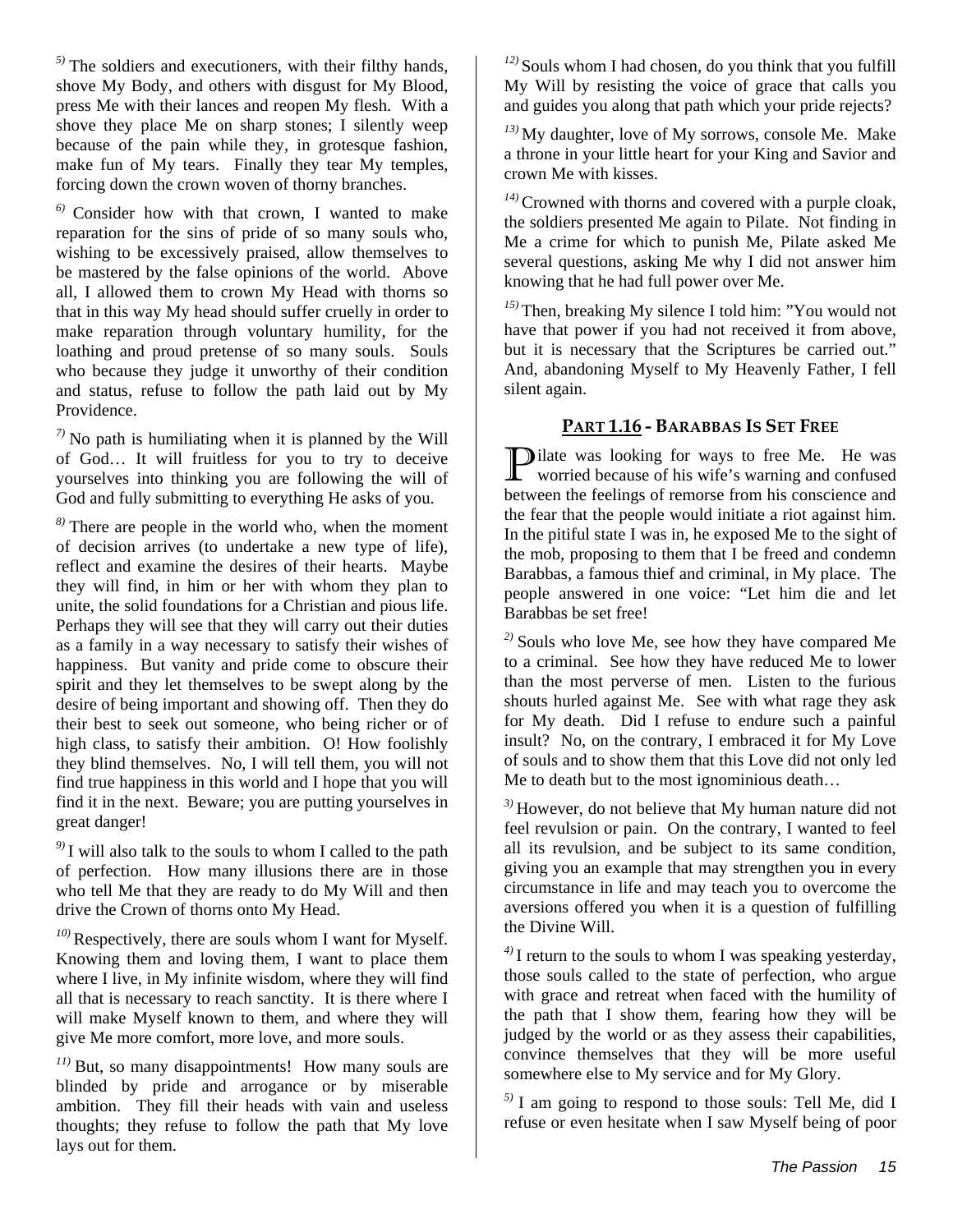[5] The soldiers and executioners, with their filthy hands, shove My Body, and others with disgust for My Blood, press Me with their lances and reopen My flesh. With a shove they place Me on sharp stones; I silently weep because of the pain while they, in grotesque fashion, make fun of My tears. Finally they tear My temples, forcing down the crown woven of thorny branches.

[6] Consider how with that crown, I wanted to make reparation for the sins of pride of so many souls who, wishing to be excessively praised, allow themselves to be mastered by the false opinions of the world. Above all, I allowed them to crown My Head with thorns so that in this way My head should suffer cruelly in order to make reparation through voluntary humility, for the loathing and proud pretense of so many souls. Souls who because they judge it unworthy of their condition and status, refuse to follow the path laid out by My Providence.

[7] No path is humiliating when it is planned by the Will of God… It will fruitless for you to try to deceive yourselves into thinking you are following the will of God and fully submitting to everything He asks of you.

[8] There are people in the world who, when the moment of decision arrives (to undertake a new type of life), reflect and examine the desires of their hearts. Maybe they will find, in him or her with whom they plan to unite, the solid foundations for a Christian and pious life. Perhaps they will see that they will carry out their duties as a family in a way necessary to satisfy their wishes of happiness. But vanity and pride come to obscure their spirit and they let themselves to be swept along by the desire of being important and showing off. Then they do their best to seek out someone, who being richer or of high class, to satisfy their ambition. O! How foolishly they blind themselves. No, I will tell them, you will not find true happiness in this world and I hope that you will find it in the next. Beware; you are putting yourselves in great danger!

[9] I will also talk to the souls to whom I called to the path of perfection. How many illusions there are in those who tell Me that they are ready to do My Will and then drive the Crown of thorns onto My Head.

[10] Respectively, there are souls whom I want for Myself. Knowing them and loving them, I want to place them where I live, in My infinite wisdom, where they will find all that is necessary to reach sanctity. It is there where I will make Myself known to them, and where they will give Me more comfort, more love, and more souls.

[11] But, so many disappointments! How many souls are blinded by pride and arrogance or by miserable ambition. They fill their heads with vain and useless thoughts; they refuse to follow the path that My love lays out for them.

[12] Souls whom I had chosen, do you think that you fulfill My Will by resisting the voice of grace that calls you and guides you along that path which your pride rejects?

[13] My daughter, love of My sorrows, console Me. Make a throne in your little heart for your King and Savior and crown Me with kisses.

[14] Crowned with thorns and covered with a purple cloak, the soldiers presented Me again to Pilate. Not finding in Me a crime for which to punish Me, Pilate asked Me several questions, asking Me why I did not answer him knowing that he had full power over Me.

[15] Then, breaking My silence I told him: "You would not have that power if you had not received it from above, but it is necessary that the Scriptures be carried out." And, abandoning Myself to My Heavenly Father, I fell silent again.

## PART 1.16 - BARABBAS IS SET FREE

Pilate was looking for ways to free Me. He was worried because of his wife's warning and confused between the feelings of remorse from his conscience and the fear that the people would initiate a riot against him. In the pitiful state I was in, he exposed Me to the sight of the mob, proposing to them that I be freed and condemn Barabbas, a famous thief and criminal, in My place. The people answered in one voice: "Let him die and let Barabbas be set free!

[2] Souls who love Me, see how they have compared Me to a criminal. See how they have reduced Me to lower than the most perverse of men. Listen to the furious shouts hurled against Me. See with what rage they ask for My death. Did I refuse to endure such a painful insult? No, on the contrary, I embraced it for My Love of souls and to show them that this Love did not only led Me to death but to the most ignominious death…

[3] However, do not believe that My human nature did not feel revulsion or pain. On the contrary, I wanted to feel all its revulsion, and be subject to its same condition, giving you an example that may strengthen you in every circumstance in life and may teach you to overcome the aversions offered you when it is a question of fulfilling the Divine Will.

[4] I return to the souls to whom I was speaking yesterday, those souls called to the state of perfection, who argue with grace and retreat when faced with the humility of the path that I show them, fearing how they will be judged by the world or as they assess their capabilities, convince themselves that they will be more useful somewhere else to My service and for My Glory.

[5] I am going to respond to those souls: Tell Me, did I refuse or even hesitate when I saw Myself being of poor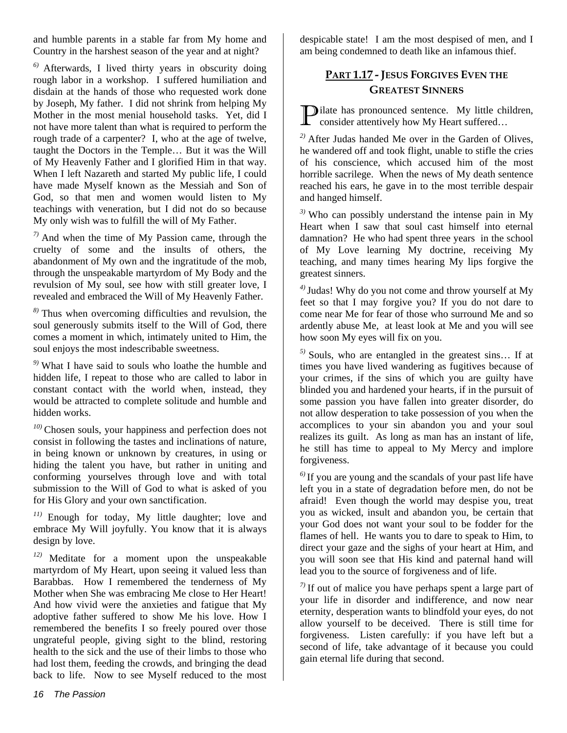and humble parents in a stable far from My home and Country in the harshest season of the year and at night?

[6)] Afterwards, I lived thirty years in obscurity doing rough labor in a workshop. I suffered humiliation and disdain at the hands of those who requested work done by Joseph, My father. I did not shrink from helping My Mother in the most menial household tasks. Yet, did I not have more talent than what is required to perform the rough trade of a carpenter? I, who at the age of twelve, taught the Doctors in the Temple… But it was the Will of My Heavenly Father and I glorified Him in that way. When I left Nazareth and started My public life, I could have made Myself known as the Messiah and Son of God, so that men and women would listen to My teachings with veneration, but I did not do so because My only wish was to fulfill the will of My Father.

[7)] And when the time of My Passion came, through the cruelty of some and the insults of others, the abandonment of My own and the ingratitude of the mob, through the unspeakable martyrdom of My Body and the revulsion of My soul, see how with still greater love, I revealed and embraced the Will of My Heavenly Father.

[8)] Thus when overcoming difficulties and revulsion, the soul generously submits itself to the Will of God, there comes a moment in which, intimately united to Him, the soul enjoys the most indescribable sweetness.

[9)] What I have said to souls who loathe the humble and hidden life, I repeat to those who are called to labor in constant contact with the world when, instead, they would be attracted to complete solitude and humble and hidden works.

[10)] Chosen souls, your happiness and perfection does not consist in following the tastes and inclinations of nature, in being known or unknown by creatures, in using or hiding the talent you have, but rather in uniting and conforming yourselves through love and with total submission to the Will of God to what is asked of you for His Glory and your own sanctification.

[11)] Enough for today, My little daughter; love and embrace My Will joyfully. You know that it is always design by love.

[12)] Meditate for a moment upon the unspeakable martyrdom of My Heart, upon seeing it valued less than Barabbas. How I remembered the tenderness of My Mother when She was embracing Me close to Her Heart! And how vivid were the anxieties and fatigue that My adoptive father suffered to show Me his love. How I remembered the benefits I so freely poured over those ungrateful people, giving sight to the blind, restoring health to the sick and the use of their limbs to those who had lost them, feeding the crowds, and bringing the dead back to life. Now to see Myself reduced to the most despicable state! I am the most despised of men, and I am being condemned to death like an infamous thief.

## PART 1.17 - JESUS FORGIVES EVEN THE GREATEST SINNERS

Pilate has pronounced sentence. My little children, consider attentively how My Heart suffered…

[2)] After Judas handed Me over in the Garden of Olives, he wandered off and took flight, unable to stifle the cries of his conscience, which accused him of the most horrible sacrilege. When the news of My death sentence reached his ears, he gave in to the most terrible despair and hanged himself.

[3)] Who can possibly understand the intense pain in My Heart when I saw that soul cast himself into eternal damnation? He who had spent three years in the school of My Love learning My doctrine, receiving My teaching, and many times hearing My lips forgive the greatest sinners.

[4)] Judas! Why do you not come and throw yourself at My feet so that I may forgive you? If you do not dare to come near Me for fear of those who surround Me and so ardently abuse Me, at least look at Me and you will see how soon My eyes will fix on you.

[5)] Souls, who are entangled in the greatest sins… If at times you have lived wandering as fugitives because of your crimes, if the sins of which you are guilty have blinded you and hardened your hearts, if in the pursuit of some passion you have fallen into greater disorder, do not allow desperation to take possession of you when the accomplices to your sin abandon you and your soul realizes its guilt. As long as man has an instant of life, he still has time to appeal to My Mercy and implore forgiveness.

[6)] If you are young and the scandals of your past life have left you in a state of degradation before men, do not be afraid! Even though the world may despise you, treat you as wicked, insult and abandon you, be certain that your God does not want your soul to be fodder for the flames of hell. He wants you to dare to speak to Him, to direct your gaze and the sighs of your heart at Him, and you will soon see that His kind and paternal hand will lead you to the source of forgiveness and of life.

[7)] If out of malice you have perhaps spent a large part of your life in disorder and indifference, and now near eternity, desperation wants to blindfold your eyes, do not allow yourself to be deceived. There is still time for forgiveness. Listen carefully: if you have left but a second of life, take advantage of it because you could gain eternal life during that second.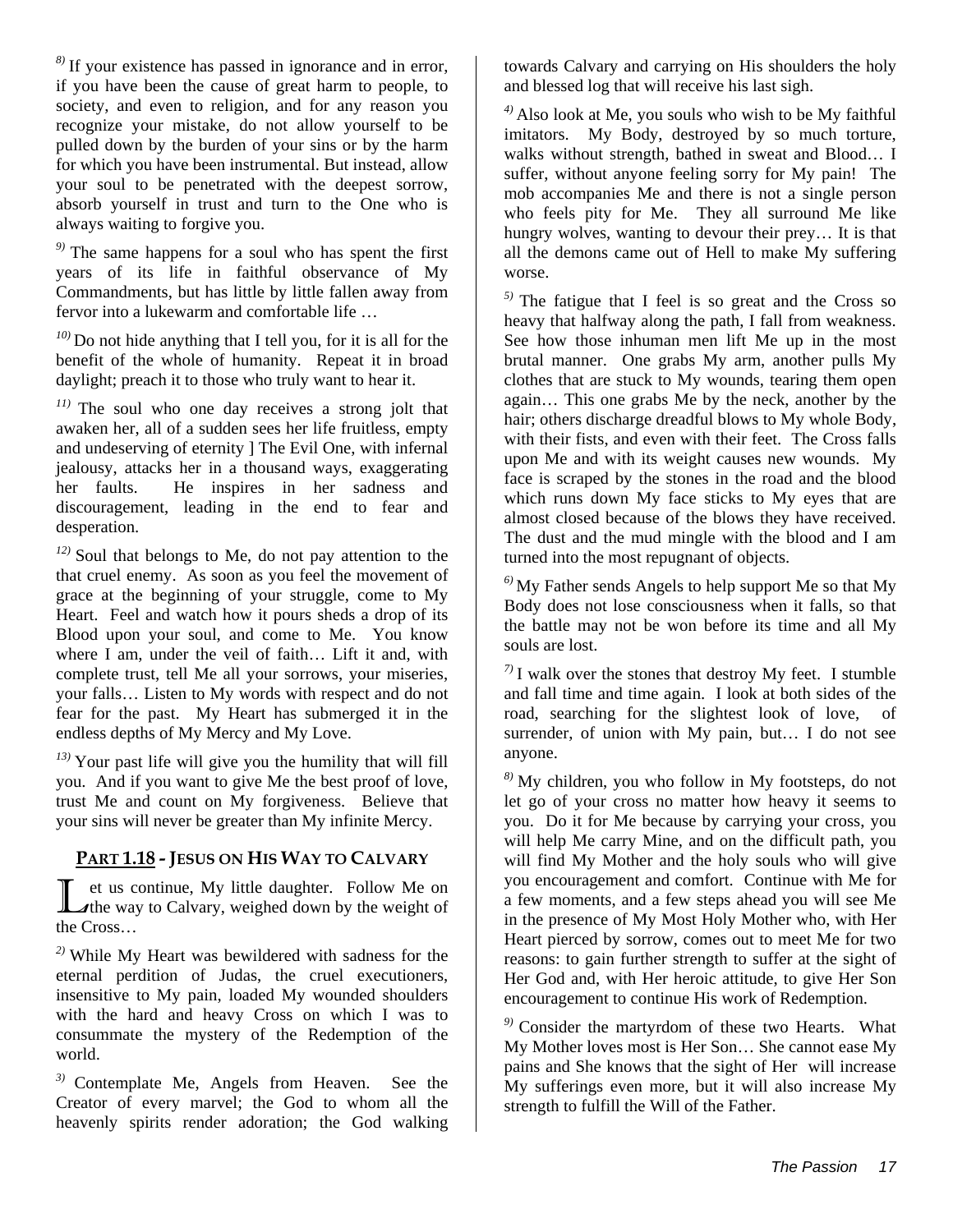[8] If your existence has passed in ignorance and in error, if you have been the cause of great harm to people, to society, and even to religion, and for any reason you recognize your mistake, do not allow yourself to be pulled down by the burden of your sins or by the harm for which you have been instrumental. But instead, allow your soul to be penetrated with the deepest sorrow, absorb yourself in trust and turn to the One who is always waiting to forgive you.

[9] The same happens for a soul who has spent the first years of its life in faithful observance of My Commandments, but has little by little fallen away from fervor into a lukewarm and comfortable life …

[10] Do not hide anything that I tell you, for it is all for the benefit of the whole of humanity. Repeat it in broad daylight; preach it to those who truly want to hear it.

[11] The soul who one day receives a strong jolt that awaken her, all of a sudden sees her life fruitless, empty and undeserving of eternity ] The Evil One, with infernal jealousy, attacks her in a thousand ways, exaggerating her faults. He inspires in her sadness and discouragement, leading in the end to fear and desperation.

[12] Soul that belongs to Me, do not pay attention to the that cruel enemy. As soon as you feel the movement of grace at the beginning of your struggle, come to My Heart. Feel and watch how it pours sheds a drop of its Blood upon your soul, and come to Me. You know where I am, under the veil of faith… Lift it and, with complete trust, tell Me all your sorrows, your miseries, your falls… Listen to My words with respect and do not fear for the past. My Heart has submerged it in the endless depths of My Mercy and My Love.

[13] Your past life will give you the humility that will fill you. And if you want to give Me the best proof of love, trust Me and count on My forgiveness. Believe that your sins will never be greater than My infinite Mercy.

## PART 1.18 - JESUS ON HIS WAY TO CALVARY

Let us continue, My little daughter. Follow Me on the way to Calvary, weighed down by the weight of the Cross…

[2] While My Heart was bewildered with sadness for the eternal perdition of Judas, the cruel executioners, insensitive to My pain, loaded My wounded shoulders with the hard and heavy Cross on which I was to consummate the mystery of the Redemption of the world.

[3] Contemplate Me, Angels from Heaven. See the Creator of every marvel; the God to whom all the heavenly spirits render adoration; the God walking towards Calvary and carrying on His shoulders the holy and blessed log that will receive his last sigh.

[4] Also look at Me, you souls who wish to be My faithful imitators. My Body, destroyed by so much torture, walks without strength, bathed in sweat and Blood… I suffer, without anyone feeling sorry for My pain! The mob accompanies Me and there is not a single person who feels pity for Me. They all surround Me like hungry wolves, wanting to devour their prey… It is that all the demons came out of Hell to make My suffering worse.

[5] The fatigue that I feel is so great and the Cross so heavy that halfway along the path, I fall from weakness. See how those inhuman men lift Me up in the most brutal manner. One grabs My arm, another pulls My clothes that are stuck to My wounds, tearing them open again… This one grabs Me by the neck, another by the hair; others discharge dreadful blows to My whole Body, with their fists, and even with their feet. The Cross falls upon Me and with its weight causes new wounds. My face is scraped by the stones in the road and the blood which runs down My face sticks to My eyes that are almost closed because of the blows they have received. The dust and the mud mingle with the blood and I am turned into the most repugnant of objects.

[6] My Father sends Angels to help support Me so that My Body does not lose consciousness when it falls, so that the battle may not be won before its time and all My souls are lost.

[7] I walk over the stones that destroy My feet. I stumble and fall time and time again. I look at both sides of the road, searching for the slightest look of love, of surrender, of union with My pain, but… I do not see anyone.

[8] My children, you who follow in My footsteps, do not let go of your cross no matter how heavy it seems to you. Do it for Me because by carrying your cross, you will help Me carry Mine, and on the difficult path, you will find My Mother and the holy souls who will give you encouragement and comfort. Continue with Me for a few moments, and a few steps ahead you will see Me in the presence of My Most Holy Mother who, with Her Heart pierced by sorrow, comes out to meet Me for two reasons: to gain further strength to suffer at the sight of Her God and, with Her heroic attitude, to give Her Son encouragement to continue His work of Redemption.

[9] Consider the martyrdom of these two Hearts. What My Mother loves most is Her Son… She cannot ease My pains and She knows that the sight of Her will increase My sufferings even more, but it will also increase My strength to fulfill the Will of the Father.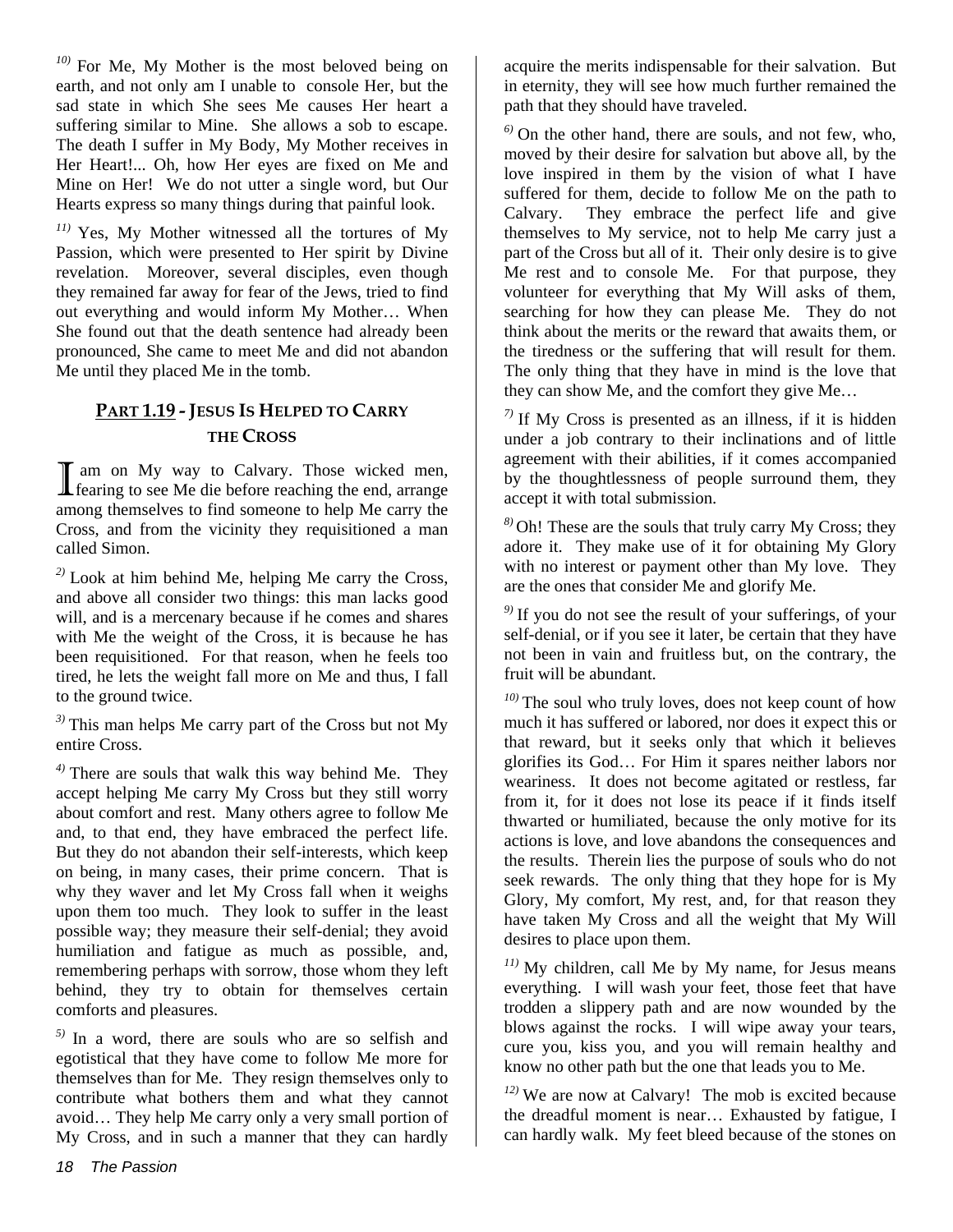[10)] For Me, My Mother is the most beloved being on earth, and not only am I unable to console Her, but the sad state in which She sees Me causes Her heart a suffering similar to Mine. She allows a sob to escape. The death I suffer in My Body, My Mother receives in Her Heart!... Oh, how Her eyes are fixed on Me and Mine on Her! We do not utter a single word, but Our Hearts express so many things during that painful look.

[11)] Yes, My Mother witnessed all the tortures of My Passion, which were presented to Her spirit by Divine revelation. Moreover, several disciples, even though they remained far away for fear of the Jews, tried to find out everything and would inform My Mother… When She found out that the death sentence had already been pronounced, She came to meet Me and did not abandon Me until they placed Me in the tomb.

## PART 1.19 - JESUS IS HELPED TO CARRY THE CROSS

I am on My way to Calvary. Those wicked men, fearing to see Me die before reaching the end, arrange among themselves to find someone to help Me carry the Cross, and from the vicinity they requisitioned a man called Simon.

[2)] Look at him behind Me, helping Me carry the Cross, and above all consider two things: this man lacks good will, and is a mercenary because if he comes and shares with Me the weight of the Cross, it is because he has been requisitioned. For that reason, when he feels too tired, he lets the weight fall more on Me and thus, I fall to the ground twice.

[3)] This man helps Me carry part of the Cross but not My entire Cross.

[4)] There are souls that walk this way behind Me. They accept helping Me carry My Cross but they still worry about comfort and rest. Many others agree to follow Me and, to that end, they have embraced the perfect life. But they do not abandon their self-interests, which keep on being, in many cases, their prime concern. That is why they waver and let My Cross fall when it weighs upon them too much. They look to suffer in the least possible way; they measure their self-denial; they avoid humiliation and fatigue as much as possible, and, remembering perhaps with sorrow, those whom they left behind, they try to obtain for themselves certain comforts and pleasures.

[5)] In a word, there are souls who are so selfish and egotistical that they have come to follow Me more for themselves than for Me. They resign themselves only to contribute what bothers them and what they cannot avoid… They help Me carry only a very small portion of My Cross, and in such a manner that they can hardly acquire the merits indispensable for their salvation. But in eternity, they will see how much further remained the path that they should have traveled.

[6)] On the other hand, there are souls, and not few, who, moved by their desire for salvation but above all, by the love inspired in them by the vision of what I have suffered for them, decide to follow Me on the path to Calvary. They embrace the perfect life and give themselves to My service, not to help Me carry just a part of the Cross but all of it. Their only desire is to give Me rest and to console Me. For that purpose, they volunteer for everything that My Will asks of them, searching for how they can please Me. They do not think about the merits or the reward that awaits them, or the tiredness or the suffering that will result for them. The only thing that they have in mind is the love that they can show Me, and the comfort they give Me…

[7)] If My Cross is presented as an illness, if it is hidden under a job contrary to their inclinations and of little agreement with their abilities, if it comes accompanied by the thoughtlessness of people surround them, they accept it with total submission.

[8)] Oh! These are the souls that truly carry My Cross; they adore it. They make use of it for obtaining My Glory with no interest or payment other than My love. They are the ones that consider Me and glorify Me.

[9)] If you do not see the result of your sufferings, of your self-denial, or if you see it later, be certain that they have not been in vain and fruitless but, on the contrary, the fruit will be abundant.

[10)] The soul who truly loves, does not keep count of how much it has suffered or labored, nor does it expect this or that reward, but it seeks only that which it believes glorifies its God… For Him it spares neither labors nor weariness. It does not become agitated or restless, far from it, for it does not lose its peace if it finds itself thwarted or humiliated, because the only motive for its actions is love, and love abandons the consequences and the results. Therein lies the purpose of souls who do not seek rewards. The only thing that they hope for is My Glory, My comfort, My rest, and, for that reason they have taken My Cross and all the weight that My Will desires to place upon them.

[11)] My children, call Me by My name, for Jesus means everything. I will wash your feet, those feet that have trodden a slippery path and are now wounded by the blows against the rocks. I will wipe away your tears, cure you, kiss you, and you will remain healthy and know no other path but the one that leads you to Me.

[12)] We are now at Calvary! The mob is excited because the dreadful moment is near… Exhausted by fatigue, I can hardly walk. My feet bleed because of the stones on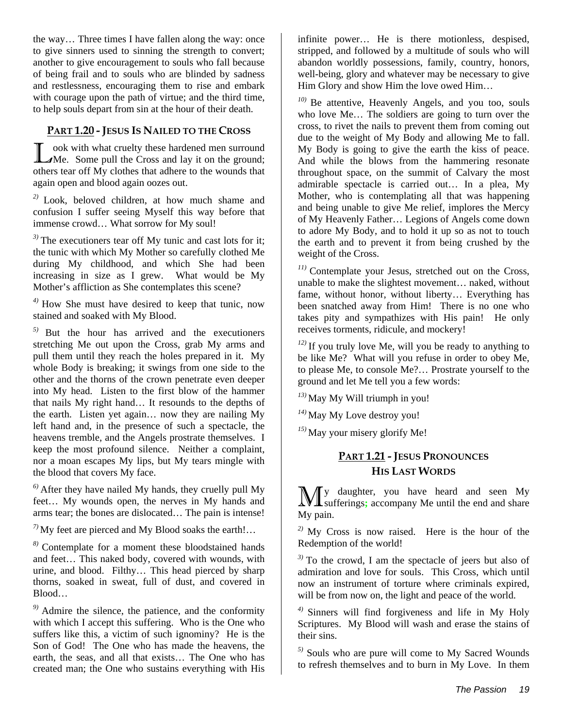the way… Three times I have fallen along the way: once to give sinners used to sinning the strength to convert; another to give encouragement to souls who fall because of being frail and to souls who are blinded by sadness and restlessness, encouraging them to rise and embark with courage upon the path of virtue; and the third time, to help souls depart from sin at the hour of their death.

## PART 1.20 - JESUS IS NAILED TO THE CROSS

Look with what cruelty these hardened men surround Me. Some pull the Cross and lay it on the ground; others tear off My clothes that adhere to the wounds that again open and blood again oozes out.

2) Look, beloved children, at how much shame and confusion I suffer seeing Myself this way before that immense crowd… What sorrow for My soul!

3) The executioners tear off My tunic and cast lots for it; the tunic with which My Mother so carefully clothed Me during My childhood, and which She had been increasing in size as I grew. What would be My Mother's affliction as She contemplates this scene?

4) How She must have desired to keep that tunic, now stained and soaked with My Blood.

5) But the hour has arrived and the executioners stretching Me out upon the Cross, grab My arms and pull them until they reach the holes prepared in it. My whole Body is breaking; it swings from one side to the other and the thorns of the crown penetrate even deeper into My head. Listen to the first blow of the hammer that nails My right hand… It resounds to the depths of the earth. Listen yet again… now they are nailing My left hand and, in the presence of such a spectacle, the heavens tremble, and the Angels prostrate themselves. I keep the most profound silence. Neither a complaint, nor a moan escapes My lips, but My tears mingle with the blood that covers My face.

6) After they have nailed My hands, they cruelly pull My feet… My wounds open, the nerves in My hands and arms tear; the bones are dislocated… The pain is intense!

7) My feet are pierced and My Blood soaks the earth!…

8) Contemplate for a moment these bloodstained hands and feet… This naked body, covered with wounds, with urine, and blood. Filthy… This head pierced by sharp thorns, soaked in sweat, full of dust, and covered in Blood…

9) Admire the silence, the patience, and the conformity with which I accept this suffering. Who is the One who suffers like this, a victim of such ignominy? He is the Son of God! The One who has made the heavens, the earth, the seas, and all that exists… The One who has created man; the One who sustains everything with His infinite power… He is there motionless, despised, stripped, and followed by a multitude of souls who will abandon worldly possessions, family, country, honors, well-being, glory and whatever may be necessary to give Him Glory and show Him the love owed Him…

10) Be attentive, Heavenly Angels, and you too, souls who love Me… The soldiers are going to turn over the cross, to rivet the nails to prevent them from coming out due to the weight of My Body and allowing Me to fall. My Body is going to give the earth the kiss of peace. And while the blows from the hammering resonate throughout space, on the summit of Calvary the most admirable spectacle is carried out… In a plea, My Mother, who is contemplating all that was happening and being unable to give Me relief, implores the Mercy of My Heavenly Father… Legions of Angels come down to adore My Body, and to hold it up so as not to touch the earth and to prevent it from being crushed by the weight of the Cross.

11) Contemplate your Jesus, stretched out on the Cross, unable to make the slightest movement… naked, without fame, without honor, without liberty… Everything has been snatched away from Him! There is no one who takes pity and sympathizes with His pain! He only receives torments, ridicule, and mockery!

12) If you truly love Me, will you be ready to anything to be like Me? What will you refuse in order to obey Me, to please Me, to console Me?… Prostrate yourself to the ground and let Me tell you a few words:

13) May My Will triumph in you!

14) May My Love destroy you!

15) May your misery glorify Me!

## PART 1.21 - JESUS PRONOUNCES HIS LAST WORDS

My daughter, you have heard and seen My sufferings; accompany Me until the end and share My pain.

2) My Cross is now raised. Here is the hour of the Redemption of the world!

3) To the crowd, I am the spectacle of jeers but also of admiration and love for souls. This Cross, which until now an instrument of torture where criminals expired, will be from now on, the light and peace of the world.

4) Sinners will find forgiveness and life in My Holy Scriptures. My Blood will wash and erase the stains of their sins.

5) Souls who are pure will come to My Sacred Wounds to refresh themselves and to burn in My Love. In them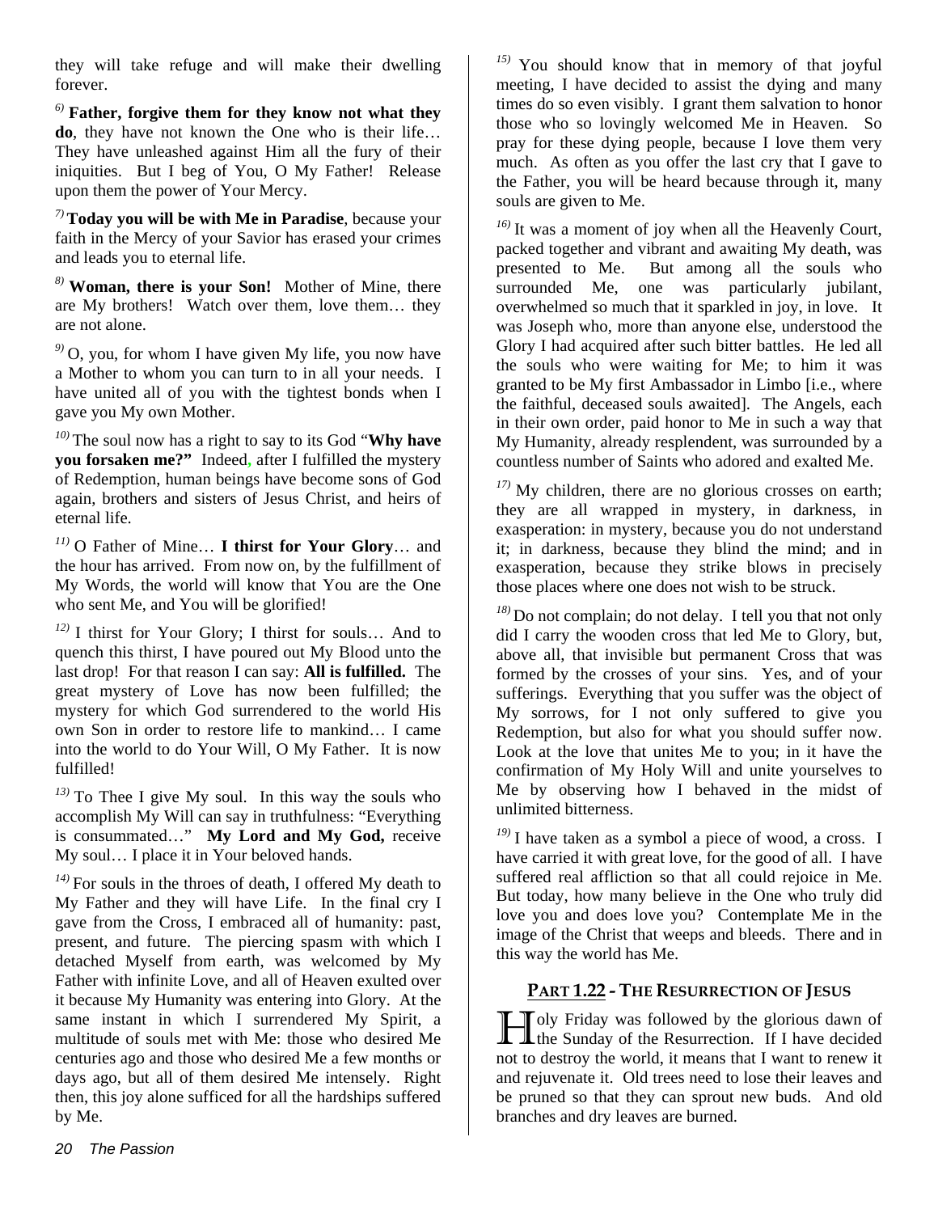they will take refuge and will make their dwelling forever.

[6] **Father, forgive them for they know not what they do**, they have not known the One who is their life… They have unleashed against Him all the fury of their iniquities. But I beg of You, O My Father! Release upon them the power of Your Mercy.

[7] **Today you will be with Me in Paradise**, because your faith in the Mercy of your Savior has erased your crimes and leads you to eternal life.

[8] **Woman, there is your Son!** Mother of Mine, there are My brothers! Watch over them, love them… they are not alone.

[9] O, you, for whom I have given My life, you now have a Mother to whom you can turn to in all your needs. I have united all of you with the tightest bonds when I gave you My own Mother.

[10] The soul now has a right to say to its God "**Why have you forsaken me?**" Indeed, after I fulfilled the mystery of Redemption, human beings have become sons of God again, brothers and sisters of Jesus Christ, and heirs of eternal life.

[11] O Father of Mine… **I thirst for Your Glory**… and the hour has arrived. From now on, by the fulfillment of My Words, the world will know that You are the One who sent Me, and You will be glorified!

[12] I thirst for Your Glory; I thirst for souls… And to quench this thirst, I have poured out My Blood unto the last drop! For that reason I can say: **All is fulfilled.** The great mystery of Love has now been fulfilled; the mystery for which God surrendered to the world His own Son in order to restore life to mankind… I came into the world to do Your Will, O My Father. It is now fulfilled!

[13] To Thee I give My soul. In this way the souls who accomplish My Will can say in truthfulness: "Everything is consummated…" **My Lord and My God,** receive My soul… I place it in Your beloved hands.

[14] For souls in the throes of death, I offered My death to My Father and they will have Life. In the final cry I gave from the Cross, I embraced all of humanity: past, present, and future. The piercing spasm with which I detached Myself from earth, was welcomed by My Father with infinite Love, and all of Heaven exulted over it because My Humanity was entering into Glory. At the same instant in which I surrendered My Spirit, a multitude of souls met with Me: those who desired Me centuries ago and those who desired Me a few months or days ago, but all of them desired Me intensely. Right then, this joy alone sufficed for all the hardships suffered by Me.

[15] You should know that in memory of that joyful meeting, I have decided to assist the dying and many times do so even visibly. I grant them salvation to honor those who so lovingly welcomed Me in Heaven. So pray for these dying people, because I love them very much. As often as you offer the last cry that I gave to the Father, you will be heard because through it, many souls are given to Me.

[16] It was a moment of joy when all the Heavenly Court, packed together and vibrant and awaiting My death, was presented to Me. But among all the souls who surrounded Me, one was particularly jubilant, overwhelmed so much that it sparkled in joy, in love. It was Joseph who, more than anyone else, understood the Glory I had acquired after such bitter battles. He led all the souls who were waiting for Me; to him it was granted to be My first Ambassador in Limbo [i.e., where the faithful, deceased souls awaited]. The Angels, each in their own order, paid honor to Me in such a way that My Humanity, already resplendent, was surrounded by a countless number of Saints who adored and exalted Me.

[17] My children, there are no glorious crosses on earth; they are all wrapped in mystery, in darkness, in exasperation: in mystery, because you do not understand it; in darkness, because they blind the mind; and in exasperation, because they strike blows in precisely those places where one does not wish to be struck.

[18] Do not complain; do not delay. I tell you that not only did I carry the wooden cross that led Me to Glory, but, above all, that invisible but permanent Cross that was formed by the crosses of your sins. Yes, and of your sufferings. Everything that you suffer was the object of My sorrows, for I not only suffered to give you Redemption, but also for what you should suffer now. Look at the love that unites Me to you; in it have the confirmation of My Holy Will and unite yourselves to Me by observing how I behaved in the midst of unlimited bitterness.

[19] I have taken as a symbol a piece of wood, a cross. I have carried it with great love, for the good of all. I have suffered real affliction so that all could rejoice in Me. But today, how many believe in the One who truly did love you and does love you? Contemplate Me in the image of the Christ that weeps and bleeds. There and in this way the world has Me.

## PART 1.22 - THE RESURRECTION OF JESUS

Holy Friday was followed by the glorious dawn of the Sunday of the Resurrection. If I have decided not to destroy the world, it means that I want to renew it and rejuvenate it. Old trees need to lose their leaves and be pruned so that they can sprout new buds. And old branches and dry leaves are burned.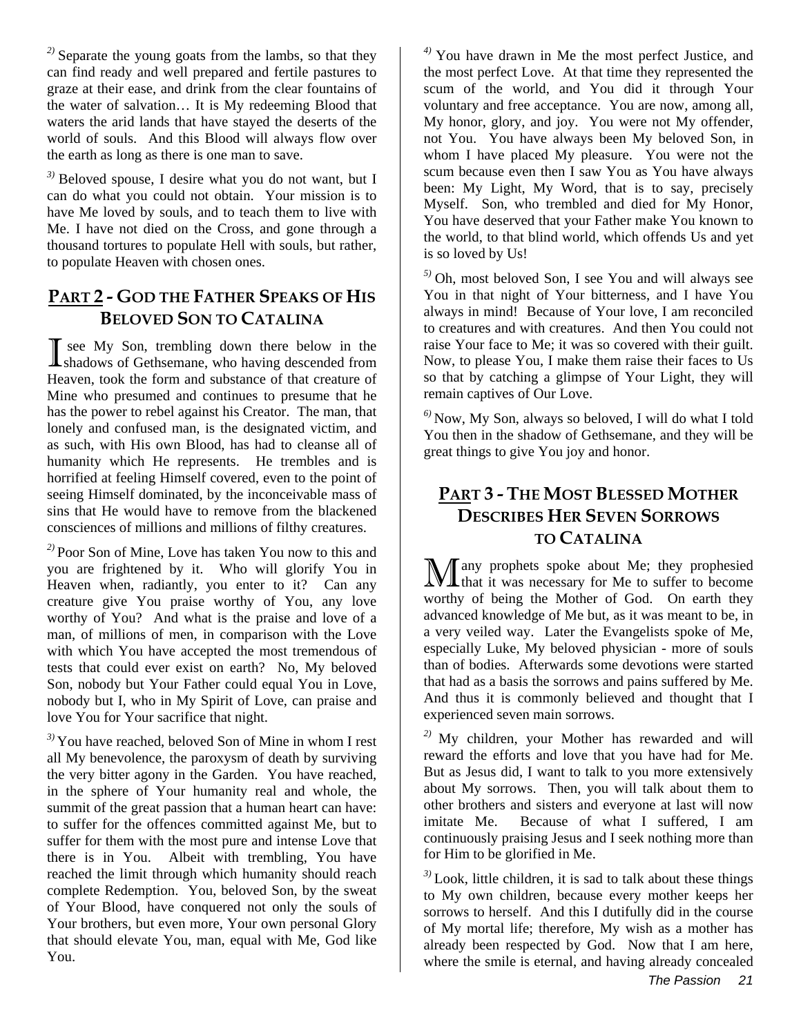[2] Separate the young goats from the lambs, so that they can find ready and well prepared and fertile pastures to graze at their ease, and drink from the clear fountains of the water of salvation… It is My redeeming Blood that waters the arid lands that have stayed the deserts of the world of souls. And this Blood will always flow over the earth as long as there is one man to save.

[3] Beloved spouse, I desire what you do not want, but I can do what you could not obtain. Your mission is to have Me loved by souls, and to teach them to live with Me. I have not died on the Cross, and gone through a thousand tortures to populate Hell with souls, but rather, to populate Heaven with chosen ones.

## PART 2 - GOD THE FATHER SPEAKS OF HIS BELOVED SON TO CATALINA

I see My Son, trembling down there below in the shadows of Gethsemane, who having descended from Heaven, took the form and substance of that creature of Mine who presumed and continues to presume that he has the power to rebel against his Creator. The man, that lonely and confused man, is the designated victim, and as such, with His own Blood, has had to cleanse all of humanity which He represents. He trembles and is horrified at feeling Himself covered, even to the point of seeing Himself dominated, by the inconceivable mass of sins that He would have to remove from the blackened consciences of millions and millions of filthy creatures.

[2] Poor Son of Mine, Love has taken You now to this and you are frightened by it. Who will glorify You in Heaven when, radiantly, you enter to it? Can any creature give You praise worthy of You, any love worthy of You? And what is the praise and love of a man, of millions of men, in comparison with the Love with which You have accepted the most tremendous of tests that could ever exist on earth? No, My beloved Son, nobody but Your Father could equal You in Love, nobody but I, who in My Spirit of Love, can praise and love You for Your sacrifice that night.

[3] You have reached, beloved Son of Mine in whom I rest all My benevolence, the paroxysm of death by surviving the very bitter agony in the Garden. You have reached, in the sphere of Your humanity real and whole, the summit of the great passion that a human heart can have: to suffer for the offences committed against Me, but to suffer for them with the most pure and intense Love that there is in You. Albeit with trembling, You have reached the limit through which humanity should reach complete Redemption. You, beloved Son, by the sweat of Your Blood, have conquered not only the souls of Your brothers, but even more, Your own personal Glory that should elevate You, man, equal with Me, God like You.

[4] You have drawn in Me the most perfect Justice, and the most perfect Love. At that time they represented the scum of the world, and You did it through Your voluntary and free acceptance. You are now, among all, My honor, glory, and joy. You were not My offender, not You. You have always been My beloved Son, in whom I have placed My pleasure. You were not the scum because even then I saw You as You have always been: My Light, My Word, that is to say, precisely Myself. Son, who trembled and died for My Honor, You have deserved that your Father make You known to the world, to that blind world, which offends Us and yet is so loved by Us!

[5] Oh, most beloved Son, I see You and will always see You in that night of Your bitterness, and I have You always in mind! Because of Your love, I am reconciled to creatures and with creatures. And then You could not raise Your face to Me; it was so covered with their guilt. Now, to please You, I make them raise their faces to Us so that by catching a glimpse of Your Light, they will remain captives of Our Love.

[6] Now, My Son, always so beloved, I will do what I told You then in the shadow of Gethsemane, and they will be great things to give You joy and honor.

## PART 3 - THE MOST BLESSED MOTHER DESCRIBES HER SEVEN SORROWS TO CATALINA

Many prophets spoke about Me; they prophesied that it was necessary for Me to suffer to become worthy of being the Mother of God. On earth they advanced knowledge of Me but, as it was meant to be, in a very veiled way. Later the Evangelists spoke of Me, especially Luke, My beloved physician - more of souls than of bodies. Afterwards some devotions were started that had as a basis the sorrows and pains suffered by Me. And thus it is commonly believed and thought that I experienced seven main sorrows.

[2] My children, your Mother has rewarded and will reward the efforts and love that you have had for Me. But as Jesus did, I want to talk to you more extensively about My sorrows. Then, you will talk about them to other brothers and sisters and everyone at last will now imitate Me. Because of what I suffered, I am continuously praising Jesus and I seek nothing more than for Him to be glorified in Me.

[3] Look, little children, it is sad to talk about these things to My own children, because every mother keeps her sorrows to herself. And this I dutifully did in the course of My mortal life; therefore, My wish as a mother has already been respected by God. Now that I am here, where the smile is eternal, and having already concealed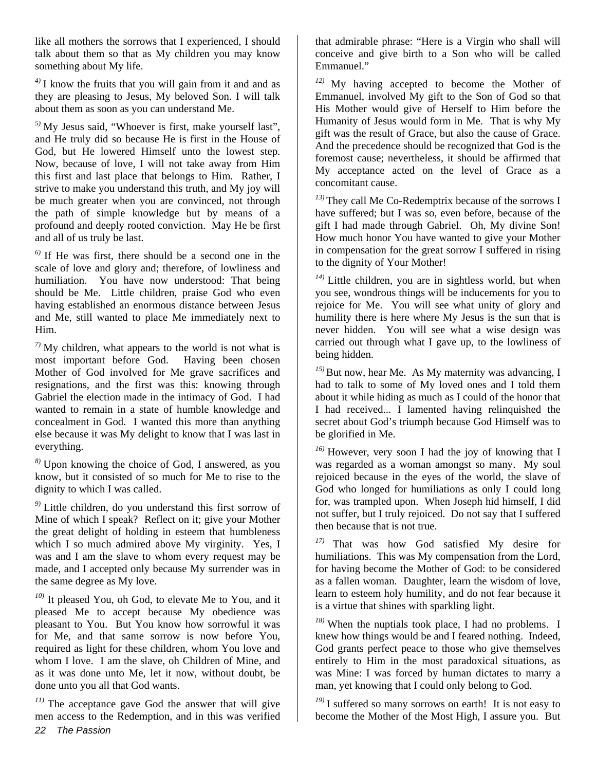like all mothers the sorrows that I experienced, I should talk about them so that as My children you may know something about My life.

[4] I know the fruits that you will gain from it and and as they are pleasing to Jesus, My beloved Son. I will talk about them as soon as you can understand Me.

[5] My Jesus said, "Whoever is first, make yourself last", and He truly did so because He is first in the House of God, but He lowered Himself unto the lowest step. Now, because of love, I will not take away from Him this first and last place that belongs to Him. Rather, I strive to make you understand this truth, and My joy will be much greater when you are convinced, not through the path of simple knowledge but by means of a profound and deeply rooted conviction. May He be first and all of us truly be last.

[6] If He was first, there should be a second one in the scale of love and glory and; therefore, of lowliness and humiliation. You have now understood: That being should be Me. Little children, praise God who even having established an enormous distance between Jesus and Me, still wanted to place Me immediately next to Him.

[7] My children, what appears to the world is not what is most important before God. Having been chosen Mother of God involved for Me grave sacrifices and resignations, and the first was this: knowing through Gabriel the election made in the intimacy of God. I had wanted to remain in a state of humble knowledge and concealment in God. I wanted this more than anything else because it was My delight to know that I was last in everything.

[8] Upon knowing the choice of God, I answered, as you know, but it consisted of so much for Me to rise to the dignity to which I was called.

[9] Little children, do you understand this first sorrow of Mine of which I speak? Reflect on it; give your Mother the great delight of holding in esteem that humbleness which I so much admired above My virginity. Yes, I was and I am the slave to whom every request may be made, and I accepted only because My surrender was in the same degree as My love.

[10] It pleased You, oh God, to elevate Me to You, and it pleased Me to accept because My obedience was pleasant to You. But You know how sorrowful it was for Me, and that same sorrow is now before You, required as light for these children, whom You love and whom I love. I am the slave, oh Children of Mine, and as it was done unto Me, let it now, without doubt, be done unto you all that God wants.

[11] The acceptance gave God the answer that will give men access to the Redemption, and in this was verified that admirable phrase: "Here is a Virgin who shall will conceive and give birth to a Son who will be called Emmanuel."

[12] My having accepted to become the Mother of Emmanuel, involved My gift to the Son of God so that His Mother would give of Herself to Him before the Humanity of Jesus would form in Me. That is why My gift was the result of Grace, but also the cause of Grace. And the precedence should be recognized that God is the foremost cause; nevertheless, it should be affirmed that My acceptance acted on the level of Grace as a concomitant cause.

[13] They call Me Co-Redemptrix because of the sorrows I have suffered; but I was so, even before, because of the gift I had made through Gabriel. Oh, My divine Son! How much honor You have wanted to give your Mother in compensation for the great sorrow I suffered in rising to the dignity of Your Mother!

[14] Little children, you are in sightless world, but when you see, wondrous things will be inducements for you to rejoice for Me. You will see what unity of glory and humility there is here where My Jesus is the sun that is never hidden. You will see what a wise design was carried out through what I gave up, to the lowliness of being hidden.

[15] But now, hear Me. As My maternity was advancing, I had to talk to some of My loved ones and I told them about it while hiding as much as I could of the honor that I had received... I lamented having relinquished the secret about God's triumph because God Himself was to be glorified in Me.

[16] However, very soon I had the joy of knowing that I was regarded as a woman amongst so many. My soul rejoiced because in the eyes of the world, the slave of God who longed for humiliations as only I could long for, was trampled upon. When Joseph hid himself, I did not suffer, but I truly rejoiced. Do not say that I suffered then because that is not true.

[17] That was how God satisfied My desire for humiliations. This was My compensation from the Lord, for having become the Mother of God: to be considered as a fallen woman. Daughter, learn the wisdom of love, learn to esteem holy humility, and do not fear because it is a virtue that shines with sparkling light.

[18] When the nuptials took place, I had no problems. I knew how things would be and I feared nothing. Indeed, God grants perfect peace to those who give themselves entirely to Him in the most paradoxical situations, as was Mine: I was forced by human dictates to marry a man, yet knowing that I could only belong to God.

[19] I suffered so many sorrows on earth! It is not easy to become the Mother of the Most High, I assure you. But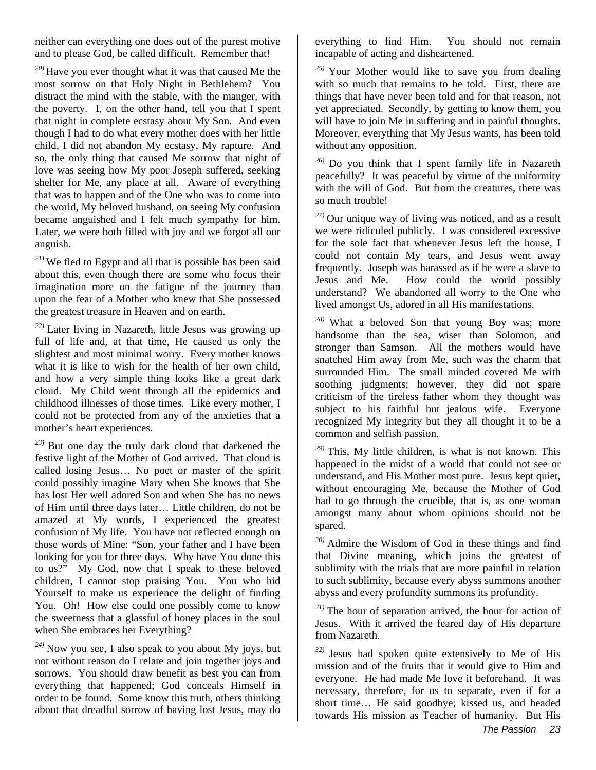neither can everything one does out of the purest motive and to please God, be called difficult. Remember that!

[20] Have you ever thought what it was that caused Me the most sorrow on that Holy Night in Bethlehem? You distract the mind with the stable, with the manger, with the poverty. I, on the other hand, tell you that I spent that night in complete ecstasy about My Son. And even though I had to do what every mother does with her little child, I did not abandon My ecstasy, My rapture. And so, the only thing that caused Me sorrow that night of love was seeing how My poor Joseph suffered, seeking shelter for Me, any place at all. Aware of everything that was to happen and of the One who was to come into the world, My beloved husband, on seeing My confusion became anguished and I felt much sympathy for him. Later, we were both filled with joy and we forgot all our anguish.

[21] We fled to Egypt and all that is possible has been said about this, even though there are some who focus their imagination more on the fatigue of the journey than upon the fear of a Mother who knew that She possessed the greatest treasure in Heaven and on earth.

[22] Later living in Nazareth, little Jesus was growing up full of life and, at that time, He caused us only the slightest and most minimal worry. Every mother knows what it is like to wish for the health of her own child, and how a very simple thing looks like a great dark cloud. My Child went through all the epidemics and childhood illnesses of those times. Like every mother, I could not be protected from any of the anxieties that a mother's heart experiences.

[23] But one day the truly dark cloud that darkened the festive light of the Mother of God arrived. That cloud is called losing Jesus… No poet or master of the spirit could possibly imagine Mary when She knows that She has lost Her well adored Son and when She has no news of Him until three days later… Little children, do not be amazed at My words, I experienced the greatest confusion of My life. You have not reflected enough on those words of Mine: "Son, your father and I have been looking for you for three days. Why have You done this to us?" My God, now that I speak to these beloved children, I cannot stop praising You. You who hid Yourself to make us experience the delight of finding You. Oh! How else could one possibly come to know the sweetness that a glassful of honey places in the soul when She embraces her Everything?

[24] Now you see, I also speak to you about My joys, but not without reason do I relate and join together joys and sorrows. You should draw benefit as best you can from everything that happened; God conceals Himself in order to be found. Some know this truth, others thinking about that dreadful sorrow of having lost Jesus, may do everything to find Him. You should not remain incapable of acting and disheartened.

[25] Your Mother would like to save you from dealing with so much that remains to be told. First, there are things that have never been told and for that reason, not yet appreciated. Secondly, by getting to know them, you will have to join Me in suffering and in painful thoughts. Moreover, everything that My Jesus wants, has been told without any opposition.

[26] Do you think that I spent family life in Nazareth peacefully? It was peaceful by virtue of the uniformity with the will of God. But from the creatures, there was so much trouble!

[27] Our unique way of living was noticed, and as a result we were ridiculed publicly. I was considered excessive for the sole fact that whenever Jesus left the house, I could not contain My tears, and Jesus went away frequently. Joseph was harassed as if he were a slave to Jesus and Me. How could the world possibly understand? We abandoned all worry to the One who lived amongst Us, adored in all His manifestations.

[28] What a beloved Son that young Boy was; more handsome than the sea, wiser than Solomon, and stronger than Samson. All the mothers would have snatched Him away from Me, such was the charm that surrounded Him. The small minded covered Me with soothing judgments; however, they did not spare criticism of the tireless father whom they thought was subject to his faithful but jealous wife. Everyone recognized My integrity but they all thought it to be a common and selfish passion.

[29] This, My little children, is what is not known. This happened in the midst of a world that could not see or understand, and His Mother most pure. Jesus kept quiet, without encouraging Me, because the Mother of God had to go through the crucible, that is, as one woman amongst many about whom opinions should not be spared.

[30] Admire the Wisdom of God in these things and find that Divine meaning, which joins the greatest of sublimity with the trials that are more painful in relation to such sublimity, because every abyss summons another abyss and every profundity summons its profundity.

[31] The hour of separation arrived, the hour for action of Jesus. With it arrived the feared day of His departure from Nazareth.

[32] Jesus had spoken quite extensively to Me of His mission and of the fruits that it would give to Him and everyone. He had made Me love it beforehand. It was necessary, therefore, for us to separate, even if for a short time… He said goodbye; kissed us, and headed towards His mission as Teacher of humanity. But His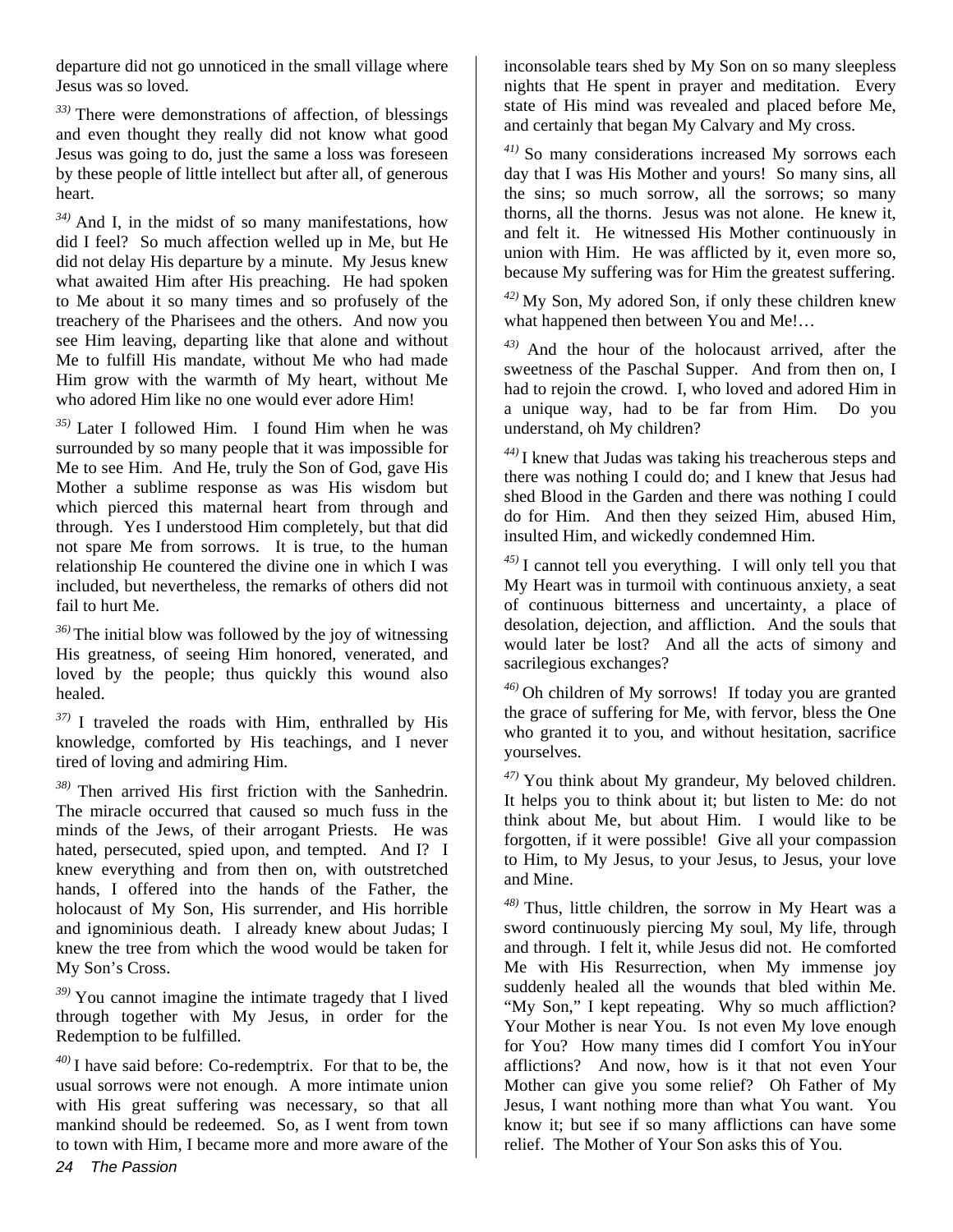departure did not go unnoticed in the small village where Jesus was so loved.

[33] There were demonstrations of affection, of blessings and even thought they really did not know what good Jesus was going to do, just the same a loss was foreseen by these people of little intellect but after all, of generous heart.

[34] And I, in the midst of so many manifestations, how did I feel? So much affection welled up in Me, but He did not delay His departure by a minute. My Jesus knew what awaited Him after His preaching. He had spoken to Me about it so many times and so profusely of the treachery of the Pharisees and the others. And now you see Him leaving, departing like that alone and without Me to fulfill His mandate, without Me who had made Him grow with the warmth of My heart, without Me who adored Him like no one would ever adore Him!

[35] Later I followed Him. I found Him when he was surrounded by so many people that it was impossible for Me to see Him. And He, truly the Son of God, gave His Mother a sublime response as was His wisdom but which pierced this maternal heart from through and through. Yes I understood Him completely, but that did not spare Me from sorrows. It is true, to the human relationship He countered the divine one in which I was included, but nevertheless, the remarks of others did not fail to hurt Me.

[36] The initial blow was followed by the joy of witnessing His greatness, of seeing Him honored, venerated, and loved by the people; thus quickly this wound also healed.

[37] I traveled the roads with Him, enthralled by His knowledge, comforted by His teachings, and I never tired of loving and admiring Him.

[38] Then arrived His first friction with the Sanhedrin. The miracle occurred that caused so much fuss in the minds of the Jews, of their arrogant Priests. He was hated, persecuted, spied upon, and tempted. And I? I knew everything and from then on, with outstretched hands, I offered into the hands of the Father, the holocaust of My Son, His surrender, and His horrible and ignominious death. I already knew about Judas; I knew the tree from which the wood would be taken for My Son's Cross.

[39] You cannot imagine the intimate tragedy that I lived through together with My Jesus, in order for the Redemption to be fulfilled.

[40] I have said before: Co-redemptrix. For that to be, the usual sorrows were not enough. A more intimate union with His great suffering was necessary, so that all mankind should be redeemed. So, as I went from town to town with Him, I became more and more aware of the inconsolable tears shed by My Son on so many sleepless nights that He spent in prayer and meditation. Every state of His mind was revealed and placed before Me, and certainly that began My Calvary and My cross.

[41] So many considerations increased My sorrows each day that I was His Mother and yours! So many sins, all the sins; so much sorrow, all the sorrows; so many thorns, all the thorns. Jesus was not alone. He knew it, and felt it. He witnessed His Mother continuously in union with Him. He was afflicted by it, even more so, because My suffering was for Him the greatest suffering.

[42] My Son, My adored Son, if only these children knew what happened then between You and Me!…

[43] And the hour of the holocaust arrived, after the sweetness of the Paschal Supper. And from then on, I had to rejoin the crowd. I, who loved and adored Him in a unique way, had to be far from Him. Do you understand, oh My children?

[44] I knew that Judas was taking his treacherous steps and there was nothing I could do; and I knew that Jesus had shed Blood in the Garden and there was nothing I could do for Him. And then they seized Him, abused Him, insulted Him, and wickedly condemned Him.

[45] I cannot tell you everything. I will only tell you that My Heart was in turmoil with continuous anxiety, a seat of continuous bitterness and uncertainty, a place of desolation, dejection, and affliction. And the souls that would later be lost? And all the acts of simony and sacrilegious exchanges?

[46] Oh children of My sorrows! If today you are granted the grace of suffering for Me, with fervor, bless the One who granted it to you, and without hesitation, sacrifice yourselves.

[47] You think about My grandeur, My beloved children. It helps you to think about it; but listen to Me: do not think about Me, but about Him. I would like to be forgotten, if it were possible! Give all your compassion to Him, to My Jesus, to your Jesus, to Jesus, your love and Mine.

[48] Thus, little children, the sorrow in My Heart was a sword continuously piercing My soul, My life, through and through. I felt it, while Jesus did not. He comforted Me with His Resurrection, when My immense joy suddenly healed all the wounds that bled within Me. "My Son," I kept repeating. Why so much affliction? Your Mother is near You. Is not even My love enough for You? How many times did I comfort You inYour afflictions? And now, how is it that not even Your Mother can give you some relief? Oh Father of My Jesus, I want nothing more than what You want. You know it; but see if so many afflictions can have some relief. The Mother of Your Son asks this of You.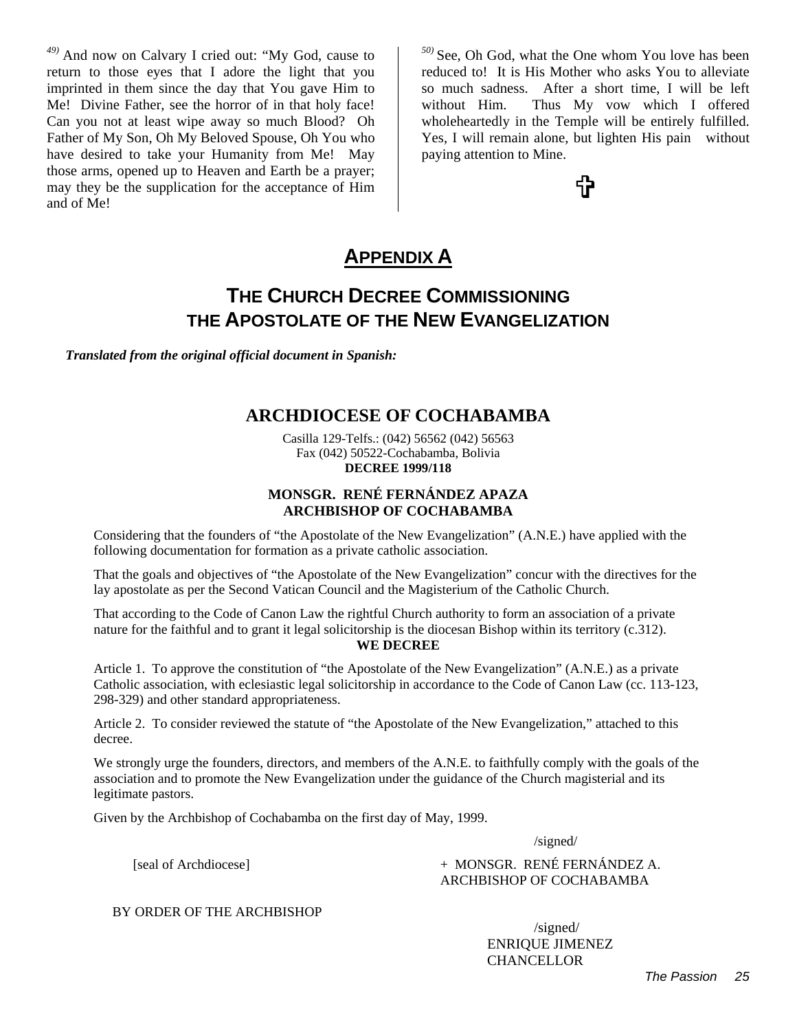[49)] And now on Calvary I cried out: "My God, cause to return to those eyes that I adore the light that you imprinted in them since the day that You gave Him to Me! Divine Father, see the horror of in that holy face! Can you not at least wipe away so much Blood? Oh Father of My Son, Oh My Beloved Spouse, Oh You who have desired to take your Humanity from Me! May those arms, opened up to Heaven and Earth be a prayer; may they be the supplication for the acceptance of Him and of Me!

[50)] See, Oh God, what the One whom You love has been reduced to! It is His Mother who asks You to alleviate so much sadness. After a short time, I will be left without Him. Thus My vow which I offered wholeheartedly in the Temple will be entirely fulfilled. Yes, I will remain alone, but lighten His pain without paying attention to Mine.

✝

# APPENDIX A

## THE CHURCH DECREE COMMISSIONING THE APOSTOLATE OF THE NEW EVANGELIZATION

***Translated from the original official document in Spanish:***

## ARCHDIOCESE OF COCHABAMBA

Casilla 129-Telfs.: (042) 56562 (042) 56563
Fax (042) 50522-Cochabamba, Bolivia
**DECREE 1999/118**

**MONSGR. RENÉ FERNÁNDEZ APAZA**
**ARCHBISHOP OF COCHABAMBA**

Considering that the founders of "the Apostolate of the New Evangelization" (A.N.E.) have applied with the following documentation for formation as a private catholic association.

That the goals and objectives of "the Apostolate of the New Evangelization" concur with the directives for the lay apostolate as per the Second Vatican Council and the Magisterium of the Catholic Church.

That according to the Code of Canon Law the rightful Church authority to form an association of a private nature for the faithful and to grant it legal solicitorship is the diocesan Bishop within its territory (c.312).

**WE DECREE**

Article 1. To approve the constitution of "the Apostolate of the New Evangelization" (A.N.E.) as a private Catholic association, with eclesiastic legal solicitorship in accordance to the Code of Canon Law (cc. 113-123, 298-329) and other standard appropriateness.

Article 2. To consider reviewed the statute of "the Apostolate of the New Evangelization," attached to this decree.

We strongly urge the founders, directors, and members of the A.N.E. to faithfully comply with the goals of the association and to promote the New Evangelization under the guidance of the Church magisterial and its legitimate pastors.

Given by the Archbishop of Cochabamba on the first day of May, 1999.

/signed/

[seal of Archdiocese]

+ MONSGR. RENÉ FERNÁNDEZ A.
ARCHBISHOP OF COCHABAMBA

BY ORDER OF THE ARCHBISHOP

/signed/
ENRIQUE JIMENEZ
CHANCELLOR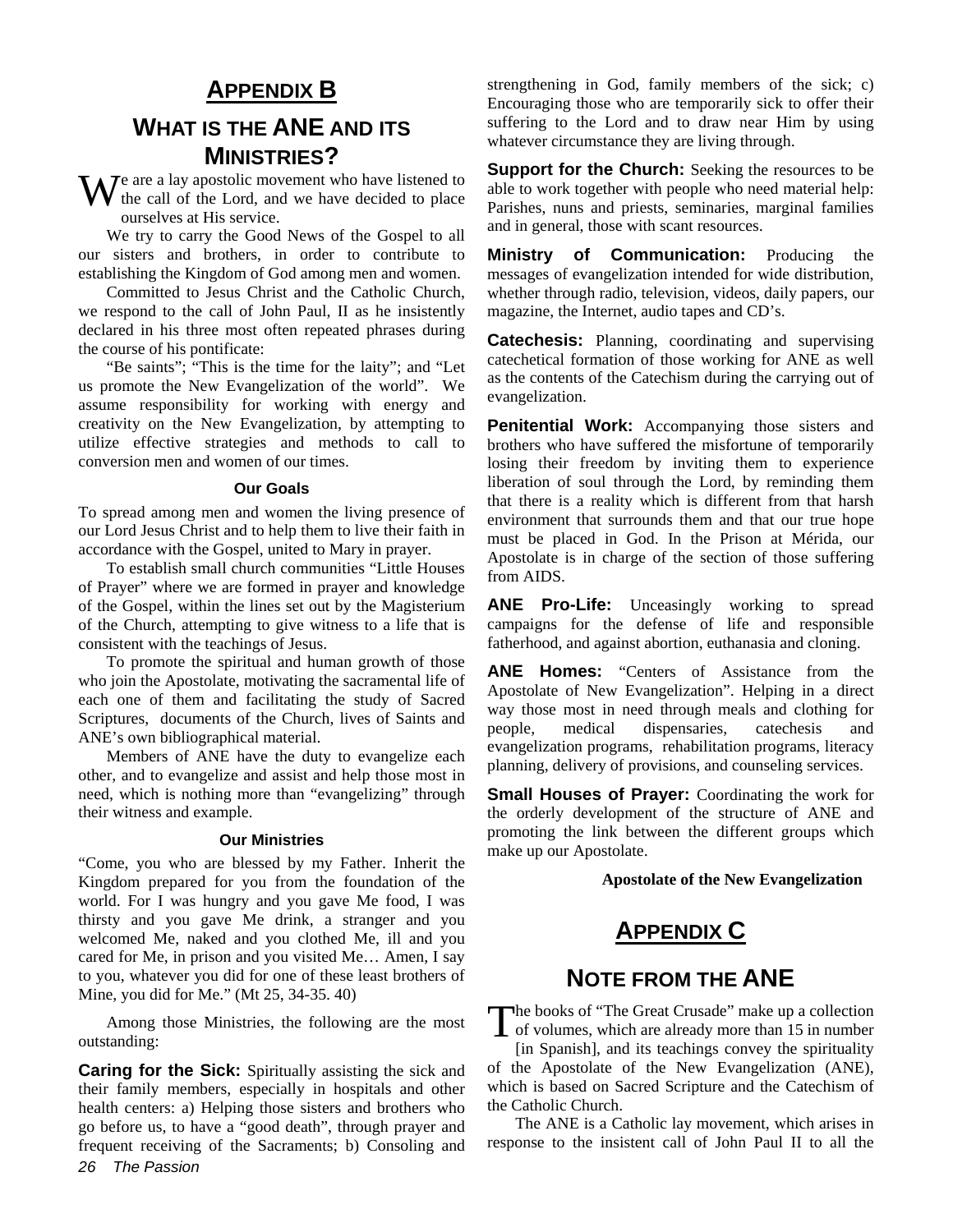# APPENDIX B

## WHAT IS THE ANE AND ITS MINISTRIES?

We are a lay apostolic movement who have listened to the call of the Lord, and we have decided to place ourselves at His service.

We try to carry the Good News of the Gospel to all our sisters and brothers, in order to contribute to establishing the Kingdom of God among men and women.

Committed to Jesus Christ and the Catholic Church, we respond to the call of John Paul, II as he insistently declared in his three most often repeated phrases during the course of his pontificate:

"Be saints"; "This is the time for the laity"; and "Let us promote the New Evangelization of the world". We assume responsibility for working with energy and creativity on the New Evangelization, by attempting to utilize effective strategies and methods to call to conversion men and women of our times.

#### Our Goals

To spread among men and women the living presence of our Lord Jesus Christ and to help them to live their faith in accordance with the Gospel, united to Mary in prayer.

To establish small church communities "Little Houses of Prayer" where we are formed in prayer and knowledge of the Gospel, within the lines set out by the Magisterium of the Church, attempting to give witness to a life that is consistent with the teachings of Jesus.

To promote the spiritual and human growth of those who join the Apostolate, motivating the sacramental life of each one of them and facilitating the study of Sacred Scriptures, documents of the Church, lives of Saints and ANE's own bibliographical material.

Members of ANE have the duty to evangelize each other, and to evangelize and assist and help those most in need, which is nothing more than "evangelizing" through their witness and example.

#### Our Ministries

"Come, you who are blessed by my Father. Inherit the Kingdom prepared for you from the foundation of the world. For I was hungry and you gave Me food, I was thirsty and you gave Me drink, a stranger and you welcomed Me, naked and you clothed Me, ill and you cared for Me, in prison and you visited Me… Amen, I say to you, whatever you did for one of these least brothers of Mine, you did for Me." (Mt 25, 34-35. 40)

Among those Ministries, the following are the most outstanding:

**Caring for the Sick:** Spiritually assisting the sick and their family members, especially in hospitals and other health centers: a) Helping those sisters and brothers who go before us, to have a "good death", through prayer and frequent receiving of the Sacraments; b) Consoling and strengthening in God, family members of the sick; c) Encouraging those who are temporarily sick to offer their suffering to the Lord and to draw near Him by using whatever circumstance they are living through.

**Support for the Church:** Seeking the resources to be able to work together with people who need material help: Parishes, nuns and priests, seminaries, marginal families and in general, those with scant resources.

**Ministry of Communication:** Producing the messages of evangelization intended for wide distribution, whether through radio, television, videos, daily papers, our magazine, the Internet, audio tapes and CD's.

**Catechesis:** Planning, coordinating and supervising catechetical formation of those working for ANE as well as the contents of the Catechism during the carrying out of evangelization.

**Penitential Work:** Accompanying those sisters and brothers who have suffered the misfortune of temporarily losing their freedom by inviting them to experience liberation of soul through the Lord, by reminding them that there is a reality which is different from that harsh environment that surrounds them and that our true hope must be placed in God. In the Prison at Mérida, our Apostolate is in charge of the section of those suffering from AIDS.

**ANE Pro-Life:** Unceasingly working to spread campaigns for the defense of life and responsible fatherhood, and against abortion, euthanasia and cloning.

**ANE Homes:** "Centers of Assistance from the Apostolate of New Evangelization". Helping in a direct way those most in need through meals and clothing for people, medical dispensaries, catechesis and evangelization programs, rehabilitation programs, literacy planning, delivery of provisions, and counseling services.

**Small Houses of Prayer:** Coordinating the work for the orderly development of the structure of ANE and promoting the link between the different groups which make up our Apostolate.

**Apostolate of the New Evangelization**

# APPENDIX C

## NOTE FROM THE ANE

The books of "The Great Crusade" make up a collection of volumes, which are already more than 15 in number [in Spanish], and its teachings convey the spirituality of the Apostolate of the New Evangelization (ANE), which is based on Sacred Scripture and the Catechism of the Catholic Church.

The ANE is a Catholic lay movement, which arises in response to the insistent call of John Paul II to all the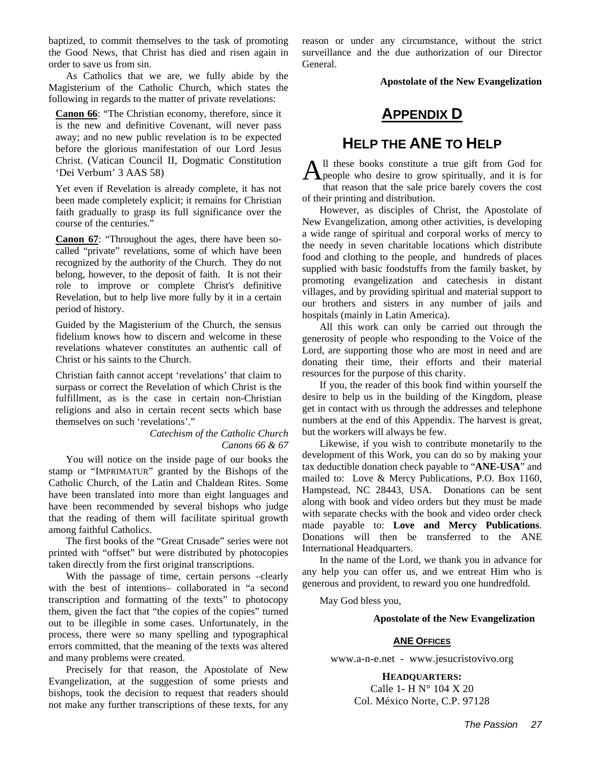baptized, to commit themselves to the task of promoting the Good News, that Christ has died and risen again in order to save us from sin.

As Catholics that we are, we fully abide by the Magisterium of the Catholic Church, which states the following in regards to the matter of private revelations:

> **Canon 66**: "The Christian economy, therefore, since it is the new and definitive Covenant, will never pass away; and no new public revelation is to be expected before the glorious manifestation of our Lord Jesus Christ. (Vatican Council II, Dogmatic Constitution 'Dei Verbum' 3 AAS 58)
>
> Yet even if Revelation is already complete, it has not been made completely explicit; it remains for Christian faith gradually to grasp its full significance over the course of the centuries."
>
> **Canon 67**: "Throughout the ages, there have been so-called "private" revelations, some of which have been recognized by the authority of the Church. They do not belong, however, to the deposit of faith. It is not their role to improve or complete Christ's definitive Revelation, but to help live more fully by it in a certain period of history.
>
> Guided by the Magisterium of the Church, the sensus fidelium knows how to discern and welcome in these revelations whatever constitutes an authentic call of Christ or his saints to the Church.
>
> Christian faith cannot accept 'revelations' that claim to surpass or correct the Revelation of which Christ is the fulfillment, as is the case in certain non-Christian religions and also in certain recent sects which base themselves on such 'revelations'."
>
> *Catechism of the Catholic Church*
> *Canons 66 & 67*

You will notice on the inside page of our books the stamp or "IMPRIMATUR" granted by the Bishops of the Catholic Church, of the Latin and Chaldean Rites. Some have been translated into more than eight languages and have been recommended by several bishops who judge that the reading of them will facilitate spiritual growth among faithful Catholics.

The first books of the "Great Crusade" series were not printed with "offset" but were distributed by photocopies taken directly from the first original transcriptions.

With the passage of time, certain persons –clearly with the best of intentions– collaborated in "a second transcription and formatting of the texts" to photocopy them, given the fact that "the copies of the copies" turned out to be illegible in some cases. Unfortunately, in the process, there were so many spelling and typographical errors committed, that the meaning of the texts was altered and many problems were created.

Precisely for that reason, the Apostolate of New Evangelization, at the suggestion of some priests and bishops, took the decision to request that readers should not make any further transcriptions of these texts, for any reason or under any circumstance, without the strict surveillance and the due authorization of our Director General.

**Apostolate of the New Evangelization**

# APPENDIX D

# HELP THE ANE TO HELP

All these books constitute a true gift from God for people who desire to grow spiritually, and it is for that reason that the sale price barely covers the cost of their printing and distribution.

However, as disciples of Christ, the Apostolate of New Evangelization, among other activities, is developing a wide range of spiritual and corporal works of mercy to the needy in seven charitable locations which distribute food and clothing to the people, and hundreds of places supplied with basic foodstuffs from the family basket, by promoting evangelization and catechesis in distant villages, and by providing spiritual and material support to our brothers and sisters in any number of jails and hospitals (mainly in Latin America).

All this work can only be carried out through the generosity of people who responding to the Voice of the Lord, are supporting those who are most in need and are donating their time, their efforts and their material resources for the purpose of this charity.

If you, the reader of this book find within yourself the desire to help us in the building of the Kingdom, please get in contact with us through the addresses and telephone numbers at the end of this Appendix. The harvest is great, but the workers will always be few.

Likewise, if you wish to contribute monetarily to the development of this Work, you can do so by making your tax deductible donation check payable to "**ANE-USA**" and mailed to: Love & Mercy Publications, P.O. Box 1160, Hampstead, NC 28443, USA. Donations can be sent along with book and video orders but they must be made with separate checks with the book and video order check made payable to: **Love and Mercy Publications**. Donations will then be transferred to the ANE International Headquarters.

In the name of the Lord, we thank you in advance for any help you can offer us, and we entreat Him who is generous and provident, to reward you one hundredfold.

May God bless you,

**Apostolate of the New Evangelization**

## ANE OFFICES

www.a-n-e.net - www.jesucristovivo.org

**HEADQUARTERS:**
Calle 1- H N° 104 X 20
Col. México Norte, C.P. 97128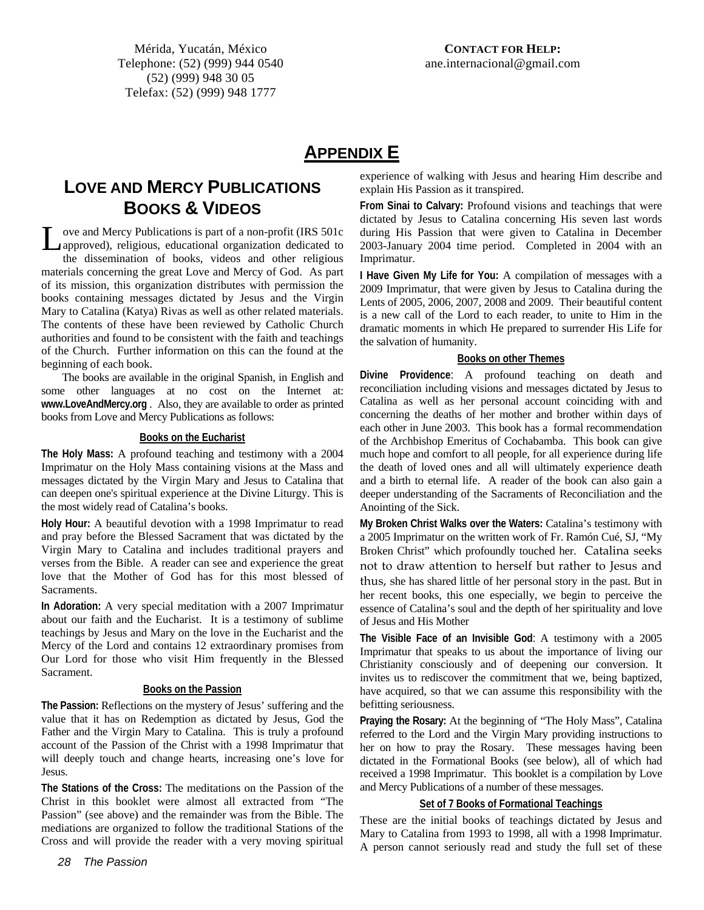Mérida, Yucatán, México
Telephone: (52) (999) 944 0540
(52) (999) 948 30 05
Telefax: (52) (999) 948 1777

**CONTACT FOR HELP:**
ane.internacional@gmail.com

# APPENDIX E

## LOVE AND MERCY PUBLICATIONS BOOKS & VIDEOS

Love and Mercy Publications is part of a non-profit (IRS 501c approved), religious, educational organization dedicated to the dissemination of books, videos and other religious materials concerning the great Love and Mercy of God. As part of its mission, this organization distributes with permission the books containing messages dictated by Jesus and the Virgin Mary to Catalina (Katya) Rivas as well as other related materials. The contents of these have been reviewed by Catholic Church authorities and found to be consistent with the faith and teachings of the Church. Further information on this can the found at the beginning of each book.

The books are available in the original Spanish, in English and some other languages at no cost on the Internet at: **www.LoveAndMercy.org** . Also, they are available to order as printed books from Love and Mercy Publications as follows:

### Books on the Eucharist

**The Holy Mass:** A profound teaching and testimony with a 2004 Imprimatur on the Holy Mass containing visions at the Mass and messages dictated by the Virgin Mary and Jesus to Catalina that can deepen one's spiritual experience at the Divine Liturgy. This is the most widely read of Catalina's books.

**Holy Hour:** A beautiful devotion with a 1998 Imprimatur to read and pray before the Blessed Sacrament that was dictated by the Virgin Mary to Catalina and includes traditional prayers and verses from the Bible. A reader can see and experience the great love that the Mother of God has for this most blessed of Sacraments.

**In Adoration:** A very special meditation with a 2007 Imprimatur about our faith and the Eucharist. It is a testimony of sublime teachings by Jesus and Mary on the love in the Eucharist and the Mercy of the Lord and contains 12 extraordinary promises from Our Lord for those who visit Him frequently in the Blessed Sacrament.

### Books on the Passion

**The Passion:** Reflections on the mystery of Jesus' suffering and the value that it has on Redemption as dictated by Jesus, God the Father and the Virgin Mary to Catalina. This is truly a profound account of the Passion of the Christ with a 1998 Imprimatur that will deeply touch and change hearts, increasing one's love for Jesus.

**The Stations of the Cross:** The meditations on the Passion of the Christ in this booklet were almost all extracted from "The Passion" (see above) and the remainder was from the Bible. The mediations are organized to follow the traditional Stations of the Cross and will provide the reader with a very moving spiritual experience of walking with Jesus and hearing Him describe and explain His Passion as it transpired.

**From Sinai to Calvary:** Profound visions and teachings that were dictated by Jesus to Catalina concerning His seven last words during His Passion that were given to Catalina in December 2003-January 2004 time period. Completed in 2004 with an Imprimatur.

**I Have Given My Life for You:** A compilation of messages with a 2009 Imprimatur, that were given by Jesus to Catalina during the Lents of 2005, 2006, 2007, 2008 and 2009. Their beautiful content is a new call of the Lord to each reader, to unite to Him in the dramatic moments in which He prepared to surrender His Life for the salvation of humanity.

### Books on other Themes

**Divine Providence**: A profound teaching on death and reconciliation including visions and messages dictated by Jesus to Catalina as well as her personal account coinciding with and concerning the deaths of her mother and brother within days of each other in June 2003. This book has a formal recommendation of the Archbishop Emeritus of Cochabamba. This book can give much hope and comfort to all people, for all experience during life the death of loved ones and all will ultimately experience death and a birth to eternal life. A reader of the book can also gain a deeper understanding of the Sacraments of Reconciliation and the Anointing of the Sick.

**My Broken Christ Walks over the Waters:** Catalina's testimony with a 2005 Imprimatur on the written work of Fr. Ramón Cué, SJ, "My Broken Christ" which profoundly touched her. Catalina seeks not to draw attention to herself but rather to Jesus and thus, she has shared little of her personal story in the past. But in her recent books, this one especially, we begin to perceive the essence of Catalina's soul and the depth of her spirituality and love of Jesus and His Mother

**The Visible Face of an Invisible God**: A testimony with a 2005 Imprimatur that speaks to us about the importance of living our Christianity consciously and of deepening our conversion. It invites us to rediscover the commitment that we, being baptized, have acquired, so that we can assume this responsibility with the befitting seriousness.

**Praying the Rosary:** At the beginning of "The Holy Mass", Catalina referred to the Lord and the Virgin Mary providing instructions to her on how to pray the Rosary. These messages having been dictated in the Formational Books (see below), all of which had received a 1998 Imprimatur. This booklet is a compilation by Love and Mercy Publications of a number of these messages.

### Set of 7 Books of Formational Teachings

These are the initial books of teachings dictated by Jesus and Mary to Catalina from 1993 to 1998, all with a 1998 Imprimatur. A person cannot seriously read and study the full set of these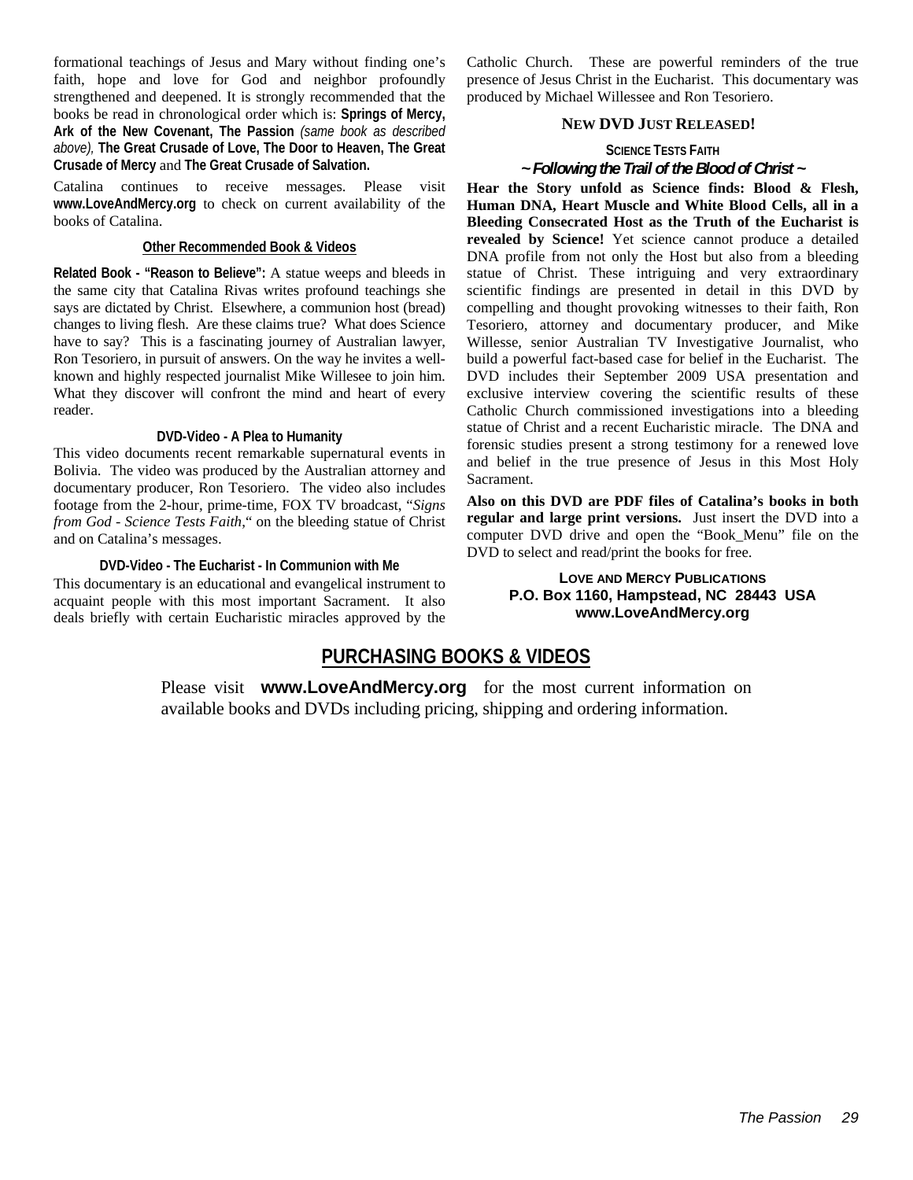formational teachings of Jesus and Mary without finding one's faith, hope and love for God and neighbor profoundly strengthened and deepened. It is strongly recommended that the books be read in chronological order which is: **Springs of Mercy, Ark of the New Covenant, The Passion** *(same book as described above),* **The Great Crusade of Love, The Door to Heaven, The Great Crusade of Mercy** and **The Great Crusade of Salvation.**

Catalina continues to receive messages. Please visit **www.LoveAndMercy.org** to check on current availability of the books of Catalina.

### Other Recommended Book & Videos

**Related Book - "Reason to Believe":** A statue weeps and bleeds in the same city that Catalina Rivas writes profound teachings she says are dictated by Christ. Elsewhere, a communion host (bread) changes to living flesh. Are these claims true? What does Science have to say? This is a fascinating journey of Australian lawyer, Ron Tesoriero, in pursuit of answers. On the way he invites a well-known and highly respected journalist Mike Willesee to join him. What they discover will confront the mind and heart of every reader.

**DVD-Video - A Plea to Humanity**

This video documents recent remarkable supernatural events in Bolivia. The video was produced by the Australian attorney and documentary producer, Ron Tesoriero. The video also includes footage from the 2-hour, prime-time, FOX TV broadcast, "*Signs from God - Science Tests Faith*," on the bleeding statue of Christ and on Catalina's messages.

**DVD-Video - The Eucharist - In Communion with Me**

This documentary is an educational and evangelical instrument to acquaint people with this most important Sacrament. It also deals briefly with certain Eucharistic miracles approved by the Catholic Church. These are powerful reminders of the true presence of Jesus Christ in the Eucharist. This documentary was produced by Michael Willessee and Ron Tesoriero.

**NEW DVD JUST RELEASED!**

**SCIENCE TESTS FAITH**

***~ Following the Trail of the Blood of Christ ~***

**Hear the Story unfold as Science finds: Blood & Flesh, Human DNA, Heart Muscle and White Blood Cells, all in a Bleeding Consecrated Host as the Truth of the Eucharist is revealed by Science!** Yet science cannot produce a detailed DNA profile from not only the Host but also from a bleeding statue of Christ. These intriguing and very extraordinary scientific findings are presented in detail in this DVD by compelling and thought provoking witnesses to their faith, Ron Tesoriero, attorney and documentary producer, and Mike Willesse, senior Australian TV Investigative Journalist, who build a powerful fact-based case for belief in the Eucharist. The DVD includes their September 2009 USA presentation and exclusive interview covering the scientific results of these Catholic Church commissioned investigations into a bleeding statue of Christ and a recent Eucharistic miracle. The DNA and forensic studies present a strong testimony for a renewed love and belief in the true presence of Jesus in this Most Holy Sacrament.

**Also on this DVD are PDF files of Catalina's books in both regular and large print versions.** Just insert the DVD into a computer DVD drive and open the "Book_Menu" file on the DVD to select and read/print the books for free.

**LOVE AND MERCY PUBLICATIONS**
**P.O. Box 1160, Hampstead, NC 28443 USA**
**www.LoveAndMercy.org**

## PURCHASING BOOKS & VIDEOS

Please visit **www.LoveAndMercy.org** for the most current information on available books and DVDs including pricing, shipping and ordering information.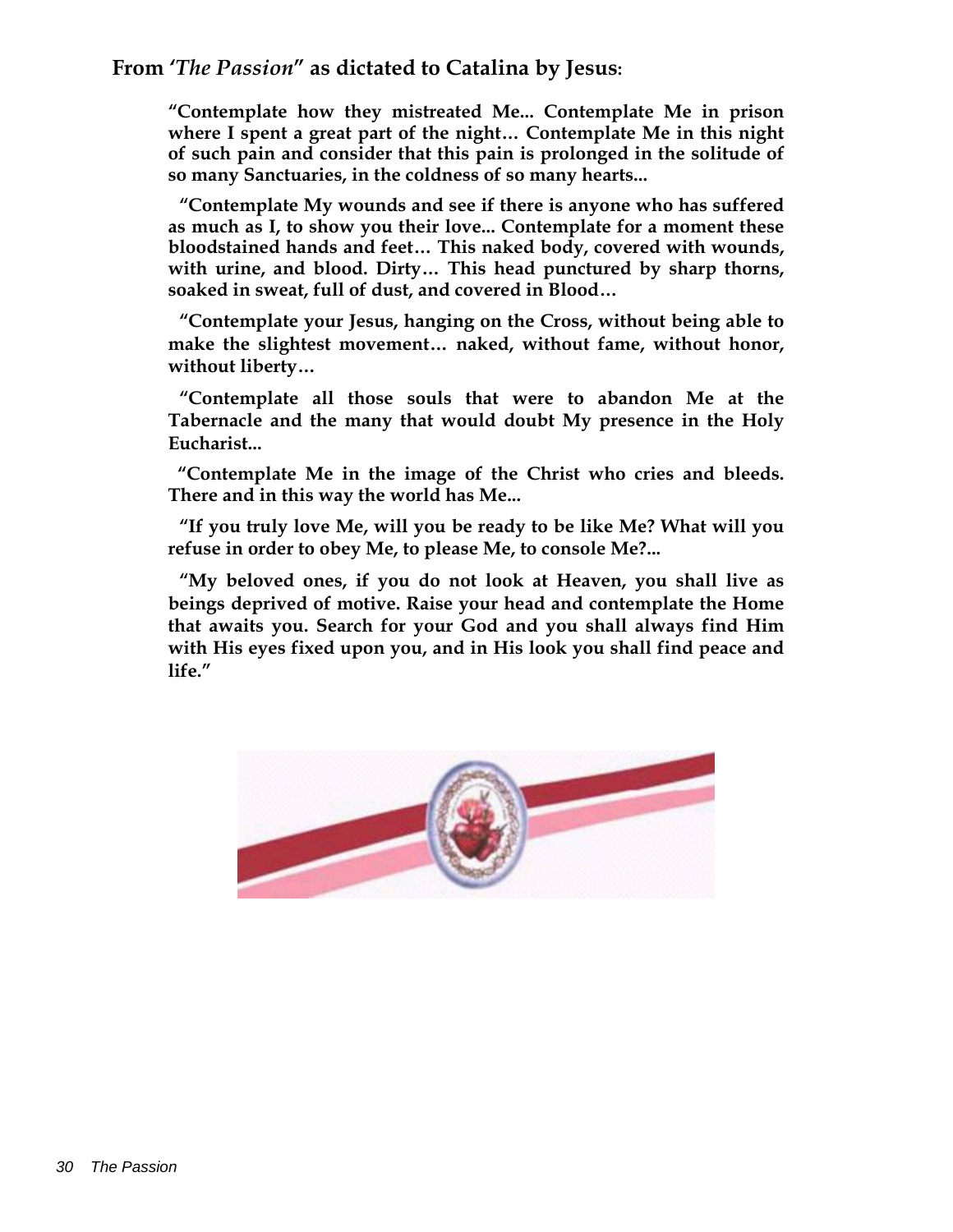## From '*The Passion*" as dictated to Catalina by Jesus:

**"Contemplate how they mistreated Me... Contemplate Me in prison where I spent a great part of the night… Contemplate Me in this night of such pain and consider that this pain is prolonged in the solitude of so many Sanctuaries, in the coldness of so many hearts...**

**"Contemplate My wounds and see if there is anyone who has suffered as much as I, to show you their love... Contemplate for a moment these bloodstained hands and feet… This naked body, covered with wounds, with urine, and blood. Dirty… This head punctured by sharp thorns, soaked in sweat, full of dust, and covered in Blood…**

**"Contemplate your Jesus, hanging on the Cross, without being able to make the slightest movement… naked, without fame, without honor, without liberty…**

**"Contemplate all those souls that were to abandon Me at the Tabernacle and the many that would doubt My presence in the Holy Eucharist...**

**"Contemplate Me in the image of the Christ who cries and bleeds. There and in this way the world has Me...**

**"If you truly love Me, will you be ready to be like Me? What will you refuse in order to obey Me, to please Me, to console Me?...**

**"My beloved ones, if you do not look at Heaven, you shall live as beings deprived of motive. Raise your head and contemplate the Home that awaits you. Search for your God and you shall always find Him with His eyes fixed upon you, and in His look you shall find peace and life."**